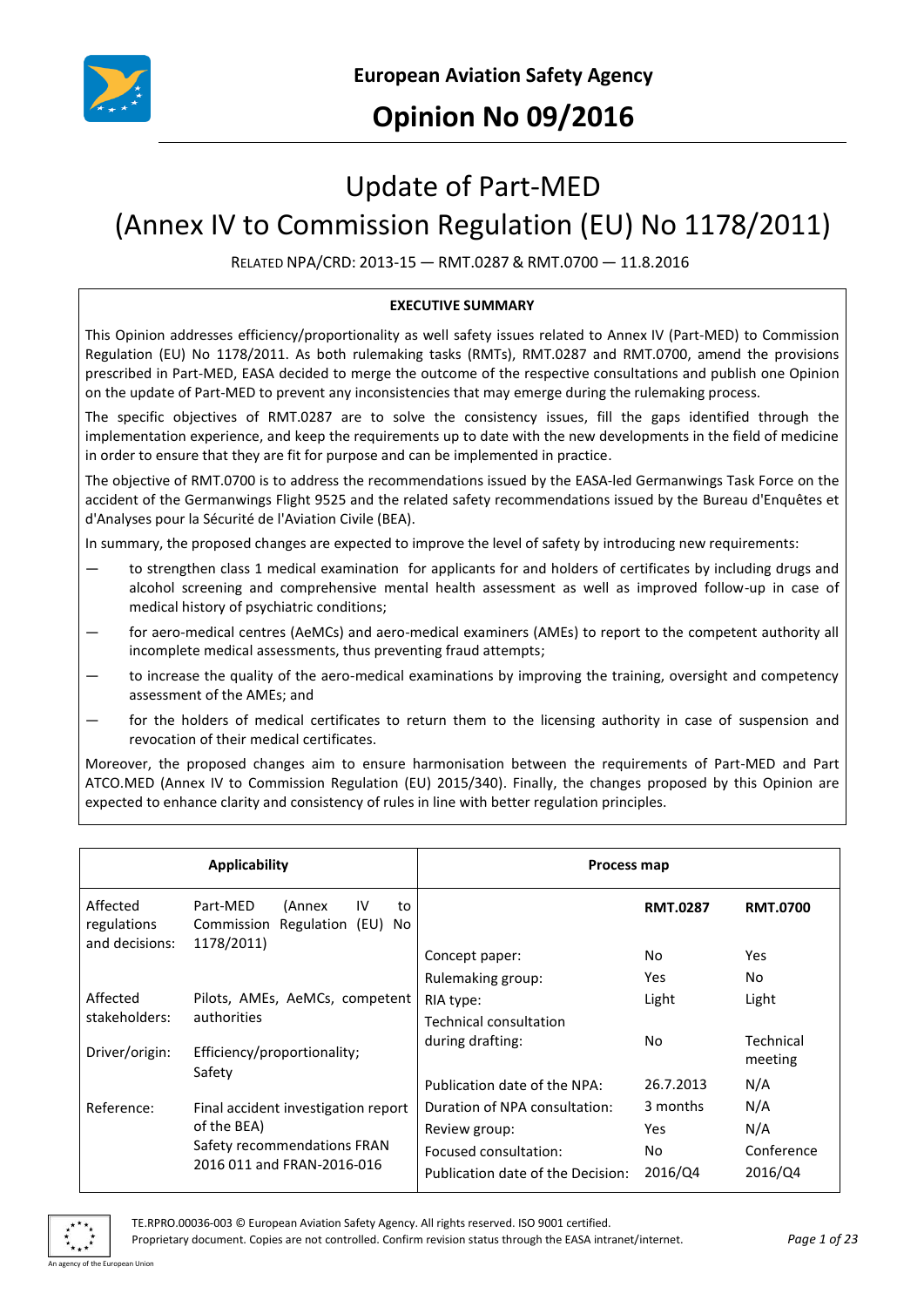**European Aviation Safety Agency**

# Opinion No 09/2016

# Update of Part-MED (Annex IV to Commission Regulation (EU) No 1178/2011)

RELATED NPA/CRD: 2013-15 — RMT.0287 & RMT.0700 — 11.8.2016

**EXECUTIVE SUMMARY**

This Opinion addresses efficiency/proportionality as well safety issues related to Annex IV (Part-MED) to Commission Regulation (EU) No 1178/2011. As both rulemaking tasks (RMTs), RMT.0287 and RMT.0700, amend the provisions prescribed in Part-MED, EASA decided to merge the outcome of the respective consultations and publish one Opinion on the update of Part-MED to prevent any inconsistencies that may emerge during the rulemaking process.

The specific objectives of RMT.0287 are to solve the consistency issues, fill the gaps identified through the implementation experience, and keep the requirements up to date with the new developments in the field of medicine in order to ensure that they are fit for purpose and can be implemented in practice.

The objective of RMT.0700 is to address the recommendations issued by the EASA-led Germanwings Task Force on the accident of the Germanwings Flight 9525 and the related safety recommendations issued by the Bureau d'Enquêtes et d'Analyses pour la Sécurité de l'Aviation Civile (BEA).

In summary, the proposed changes are expected to improve the level of safety by introducing new requirements:

- to strengthen class 1 medical examination for applicants for and holders of certificates by including drugs and alcohol screening and comprehensive mental health assessment as well as improved follow-up in case of medical history of psychiatric conditions;
- for aero-medical centres (AeMCs) and aero-medical examiners (AMEs) to report to the competent authority all incomplete medical assessments, thus preventing fraud attempts;
- to increase the quality of the aero-medical examinations by improving the training, oversight and competency assessment of the AMEs; and
- for the holders of medical certificates to return them to the licensing authority in case of suspension and revocation of their medical certificates.

Moreover, the proposed changes aim to ensure harmonisation between the requirements of Part-MED and Part ATCO.MED (Annex IV to Commission Regulation (EU) 2015/340). Finally, the changes proposed by this Opinion are expected to enhance clarity and consistency of rules in line with better regulation principles.

| Applicability | | Process map | | |
|---|---|---|---|---|
| | | | **RMT.0287** | **RMT.0700** |
| Affected regulations and decisions: | Part-MED (Annex IV to Commission Regulation (EU) No 1178/2011) | Concept paper: | No | Yes |
| | | Rulemaking group: | Yes | No |
| Affected stakeholders: | Pilots, AMEs, AeMCs, competent authorities | RIA type: | Light | Light |
| Driver/origin: | Efficiency/proportionality; Safety | Technical consultation during drafting: | No | Technical meeting |
| | | Publication date of the NPA: | 26.7.2013 | N/A |
| Reference: | Final accident investigation report of the BEA<br>Safety recommendations FRAN 2016 011 and FRAN-2016-016 | Duration of NPA consultation: | 3 months | N/A |
| | | Review group: | Yes | N/A |
| | | Focused consultation: | No | Conference |
| | | Publication date of the Decision: | 2016/Q4 | 2016/Q4 |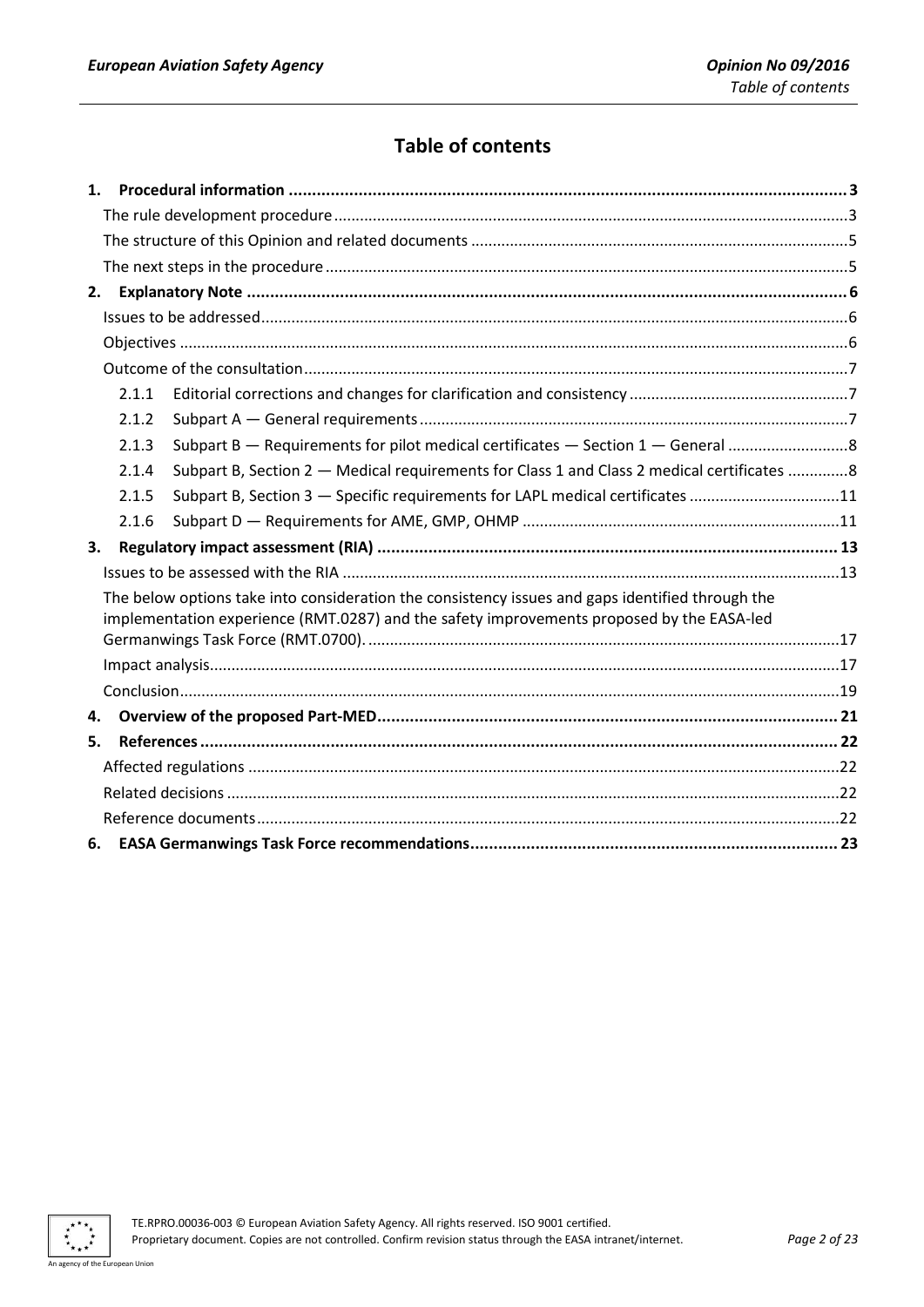# Table of contents

**1. Procedural information ........................................................................................................ 3**

The rule development procedure ........................................................................................................ 3

The structure of this Opinion and related documents ........................................................................ 5

The next steps in the procedure ........................................................................................................ 5

**2. Explanatory Note ........................................................................................................ 6**

Issues to be addressed ........................................................................................................ 6

Objectives ........................................................................................................ 6

Outcome of the consultation ........................................................................................................ 7

2.1.1 Editorial corrections and changes for clarification and consistency ........................................ 7

2.1.2 Subpart A — General requirements ........................................................................................ 7

2.1.3 Subpart B — Requirements for pilot medical certificates — Section 1 — General ........................ 8

2.1.4 Subpart B, Section 2 — Medical requirements for Class 1 and Class 2 medical certificates ........ 8

2.1.5 Subpart B, Section 3 — Specific requirements for LAPL medical certificates ............................ 11

2.1.6 Subpart D — Requirements for AME, GMP, OHMP ................................................................ 11

**3. Regulatory impact assessment (RIA) ........................................................................................................ 13**

Issues to be assessed with the RIA ........................................................................................................ 13

The below options take into consideration the consistency issues and gaps identified through the implementation experience (RMT.0287) and the safety improvements proposed by the EASA-led Germanwings Task Force (RMT.0700). ........................................................................................................ 17

Impact analysis ........................................................................................................ 17

Conclusion ........................................................................................................ 19

**4. Overview of the proposed Part-MED ........................................................................................................ 21**

**5. References ........................................................................................................ 22**

Affected regulations ........................................................................................................ 22

Related decisions ........................................................................................................ 22

Reference documents ........................................................................................................ 22

**6. EASA Germanwings Task Force recommendations ........................................................................................................ 23**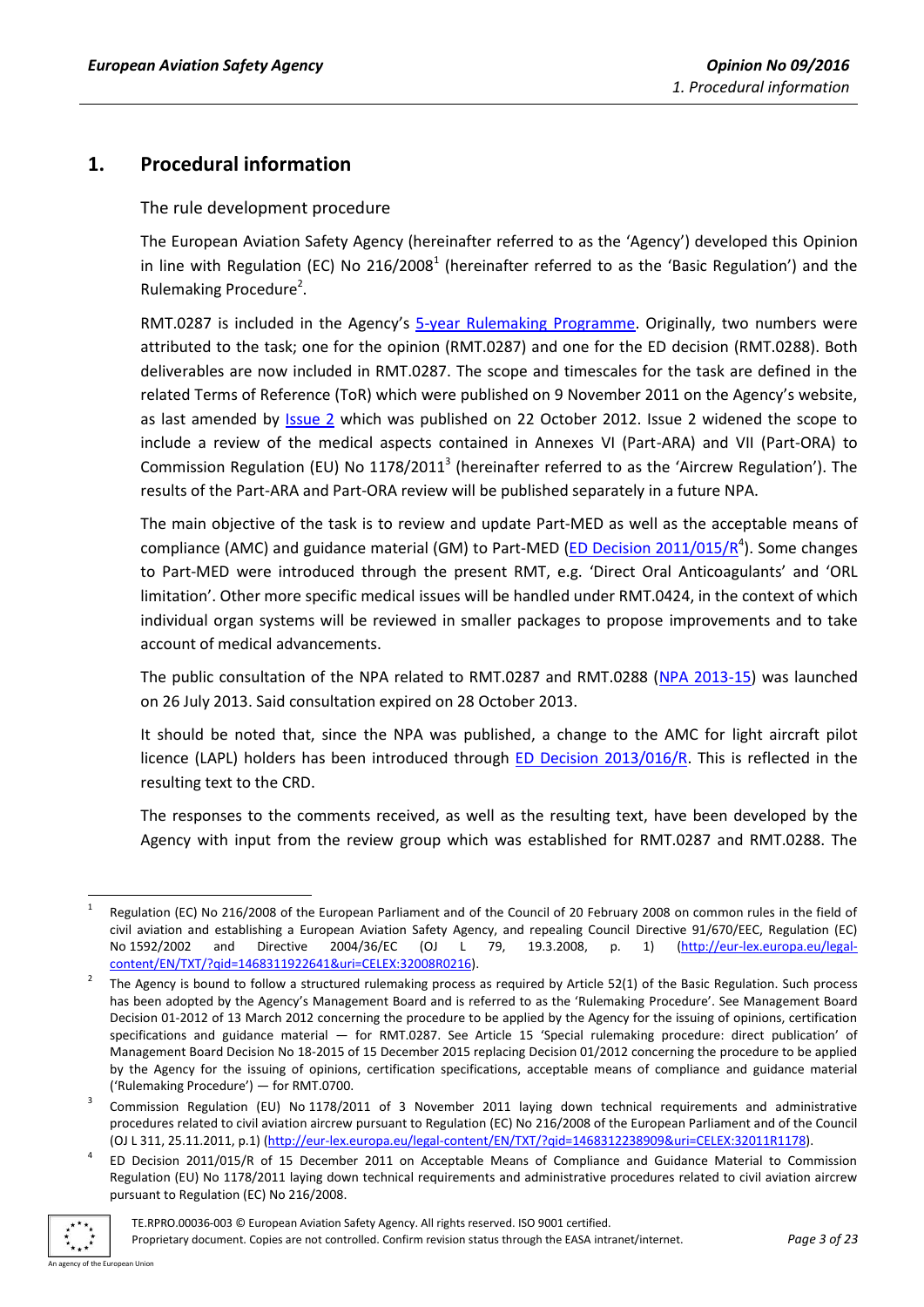# 1. Procedural information

## The rule development procedure

The European Aviation Safety Agency (hereinafter referred to as the 'Agency') developed this Opinion in line with Regulation (EC) No 216/2008[1] (hereinafter referred to as the 'Basic Regulation') and the Rulemaking Procedure[2].

RMT.0287 is included in the Agency's 5-year Rulemaking Programme. Originally, two numbers were attributed to the task; one for the opinion (RMT.0287) and one for the ED decision (RMT.0288). Both deliverables are now included in RMT.0287. The scope and timescales for the task are defined in the related Terms of Reference (ToR) which were published on 9 November 2011 on the Agency's website, as last amended by Issue 2 which was published on 22 October 2012. Issue 2 widened the scope to include a review of the medical aspects contained in Annexes VI (Part-ARA) and VII (Part-ORA) to Commission Regulation (EU) No 1178/2011[3] (hereinafter referred to as the 'Aircrew Regulation'). The results of the Part-ARA and Part-ORA review will be published separately in a future NPA.

The main objective of the task is to review and update Part-MED as well as the acceptable means of compliance (AMC) and guidance material (GM) to Part-MED (ED Decision 2011/015/R[4]). Some changes to Part-MED were introduced through the present RMT, e.g. 'Direct Oral Anticoagulants' and 'ORL limitation'. Other more specific medical issues will be handled under RMT.0424, in the context of which individual organ systems will be reviewed in smaller packages to propose improvements and to take account of medical advancements.

The public consultation of the NPA related to RMT.0287 and RMT.0288 (NPA 2013-15) was launched on 26 July 2013. Said consultation expired on 28 October 2013.

It should be noted that, since the NPA was published, a change to the AMC for light aircraft pilot licence (LAPL) holders has been introduced through ED Decision 2013/016/R. This is reflected in the resulting text to the CRD.

The responses to the comments received, as well as the resulting text, have been developed by the Agency with input from the review group which was established for RMT.0287 and RMT.0288. The

---

[1] Regulation (EC) No 216/2008 of the European Parliament and of the Council of 20 February 2008 on common rules in the field of civil aviation and establishing a European Aviation Safety Agency, and repealing Council Directive 91/670/EEC, Regulation (EC) No 1592/2002 and Directive 2004/36/EC (OJ L 79, 19.3.2008, p. 1) (http://eur-lex.europa.eu/legal-content/EN/TXT/?qid=1468311922641&uri=CELEX:32008R0216).

[2] The Agency is bound to follow a structured rulemaking process as required by Article 52(1) of the Basic Regulation. Such process has been adopted by the Agency's Management Board and is referred to as the 'Rulemaking Procedure'. See Management Board Decision 01-2012 of 13 March 2012 concerning the procedure to be applied by the Agency for the issuing of opinions, certification specifications and guidance material — for RMT.0287. See Article 15 'Special rulemaking procedure: direct publication' of Management Board Decision No 18-2015 of 15 December 2015 replacing Decision 01/2012 concerning the procedure to be applied by the Agency for the issuing of opinions, certification specifications, acceptable means of compliance and guidance material ('Rulemaking Procedure') — for RMT.0700.

[3] Commission Regulation (EU) No 1178/2011 of 3 November 2011 laying down technical requirements and administrative procedures related to civil aviation aircrew pursuant to Regulation (EC) No 216/2008 of the European Parliament and of the Council (OJ L 311, 25.11.2011, p.1) (http://eur-lex.europa.eu/legal-content/EN/TXT/?qid=1468312238909&uri=CELEX:32011R1178).

[4] ED Decision 2011/015/R of 15 December 2011 on Acceptable Means of Compliance and Guidance Material to Commission Regulation (EU) No 1178/2011 laying down technical requirements and administrative procedures related to civil aviation aircrew pursuant to Regulation (EC) No 216/2008.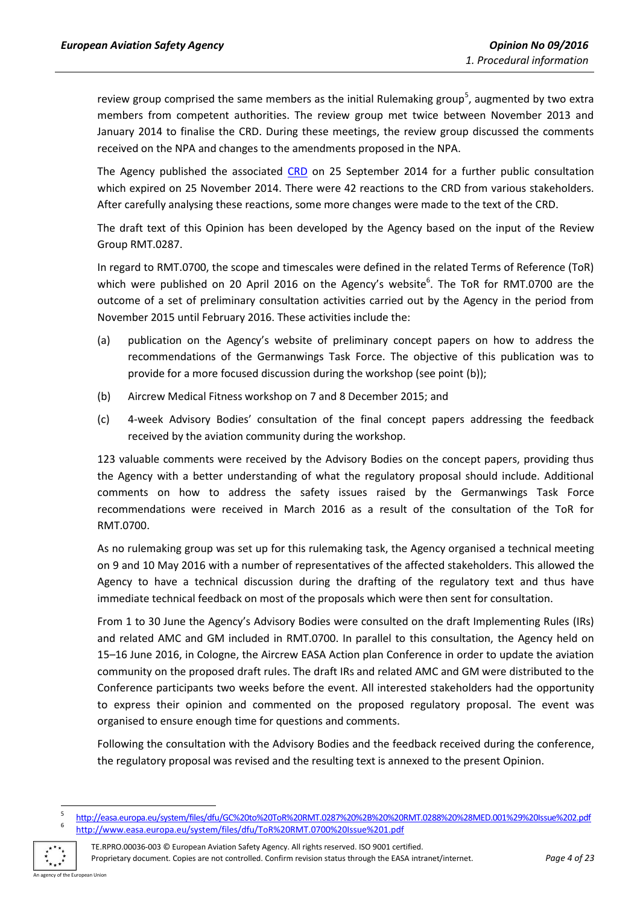review group comprised the same members as the initial Rulemaking group[5], augmented by two extra members from competent authorities. The review group met twice between November 2013 and January 2014 to finalise the CRD. During these meetings, the review group discussed the comments received on the NPA and changes to the amendments proposed in the NPA.

The Agency published the associated CRD on 25 September 2014 for a further public consultation which expired on 25 November 2014. There were 42 reactions to the CRD from various stakeholders. After carefully analysing these reactions, some more changes were made to the text of the CRD.

The draft text of this Opinion has been developed by the Agency based on the input of the Review Group RMT.0287.

In regard to RMT.0700, the scope and timescales were defined in the related Terms of Reference (ToR) which were published on 20 April 2016 on the Agency's website[6]. The ToR for RMT.0700 are the outcome of a set of preliminary consultation activities carried out by the Agency in the period from November 2015 until February 2016. These activities include the:

(a) publication on the Agency's website of preliminary concept papers on how to address the recommendations of the Germanwings Task Force. The objective of this publication was to provide for a more focused discussion during the workshop (see point (b));

(b) Aircrew Medical Fitness workshop on 7 and 8 December 2015; and

(c) 4-week Advisory Bodies' consultation of the final concept papers addressing the feedback received by the aviation community during the workshop.

123 valuable comments were received by the Advisory Bodies on the concept papers, providing thus the Agency with a better understanding of what the regulatory proposal should include. Additional comments on how to address the safety issues raised by the Germanwings Task Force recommendations were received in March 2016 as a result of the consultation of the ToR for RMT.0700.

As no rulemaking group was set up for this rulemaking task, the Agency organised a technical meeting on 9 and 10 May 2016 with a number of representatives of the affected stakeholders. This allowed the Agency to have a technical discussion during the drafting of the regulatory text and thus have immediate technical feedback on most of the proposals which were then sent for consultation.

From 1 to 30 June the Agency's Advisory Bodies were consulted on the draft Implementing Rules (IRs) and related AMC and GM included in RMT.0700. In parallel to this consultation, the Agency held on 15–16 June 2016, in Cologne, the Aircrew EASA Action plan Conference in order to update the aviation community on the proposed draft rules. The draft IRs and related AMC and GM were distributed to the Conference participants two weeks before the event. All interested stakeholders had the opportunity to express their opinion and commented on the proposed regulatory proposal. The event was organised to ensure enough time for questions and comments.

Following the consultation with the Advisory Bodies and the feedback received during the conference, the regulatory proposal was revised and the resulting text is annexed to the present Opinion.

---

[5] http://easa.europa.eu/system/files/dfu/GC%20to%20ToR%20RMT.0287%20%2B%20%20RMT.0288%20%28MED.001%29%20Issue%202.pdf

[6] http://www.easa.europa.eu/system/files/dfu/ToR%20RMT.0700%20Issue%201.pdf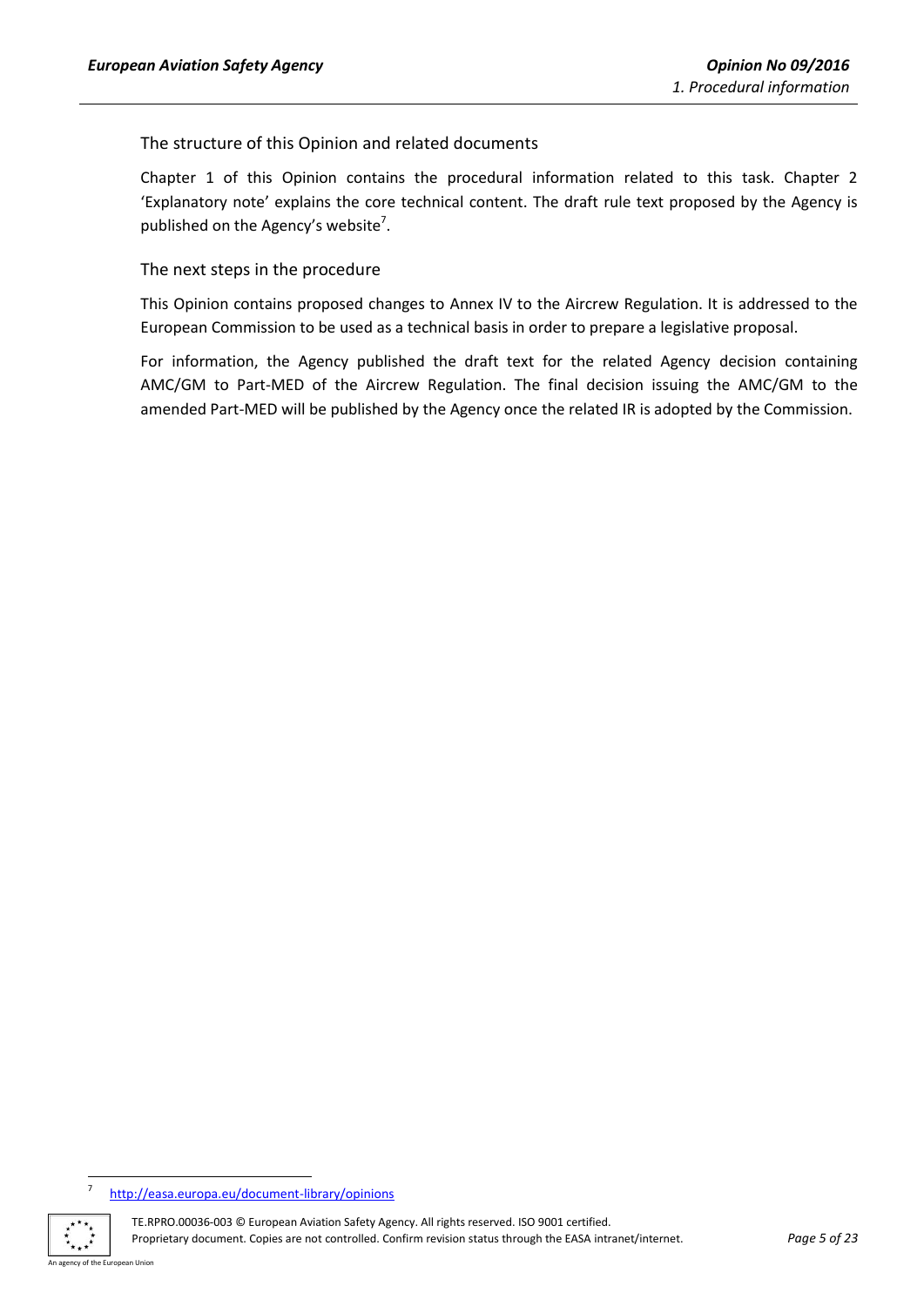### The structure of this Opinion and related documents

Chapter 1 of this Opinion contains the procedural information related to this task. Chapter 2 'Explanatory note' explains the core technical content. The draft rule text proposed by the Agency is published on the Agency's website[7].

### The next steps in the procedure

This Opinion contains proposed changes to Annex IV to the Aircrew Regulation. It is addressed to the European Commission to be used as a technical basis in order to prepare a legislative proposal.

For information, the Agency published the draft text for the related Agency decision containing AMC/GM to Part-MED of the Aircrew Regulation. The final decision issuing the AMC/GM to the amended Part-MED will be published by the Agency once the related IR is adopted by the Commission.

---

[7] http://easa.europa.eu/document-library/opinions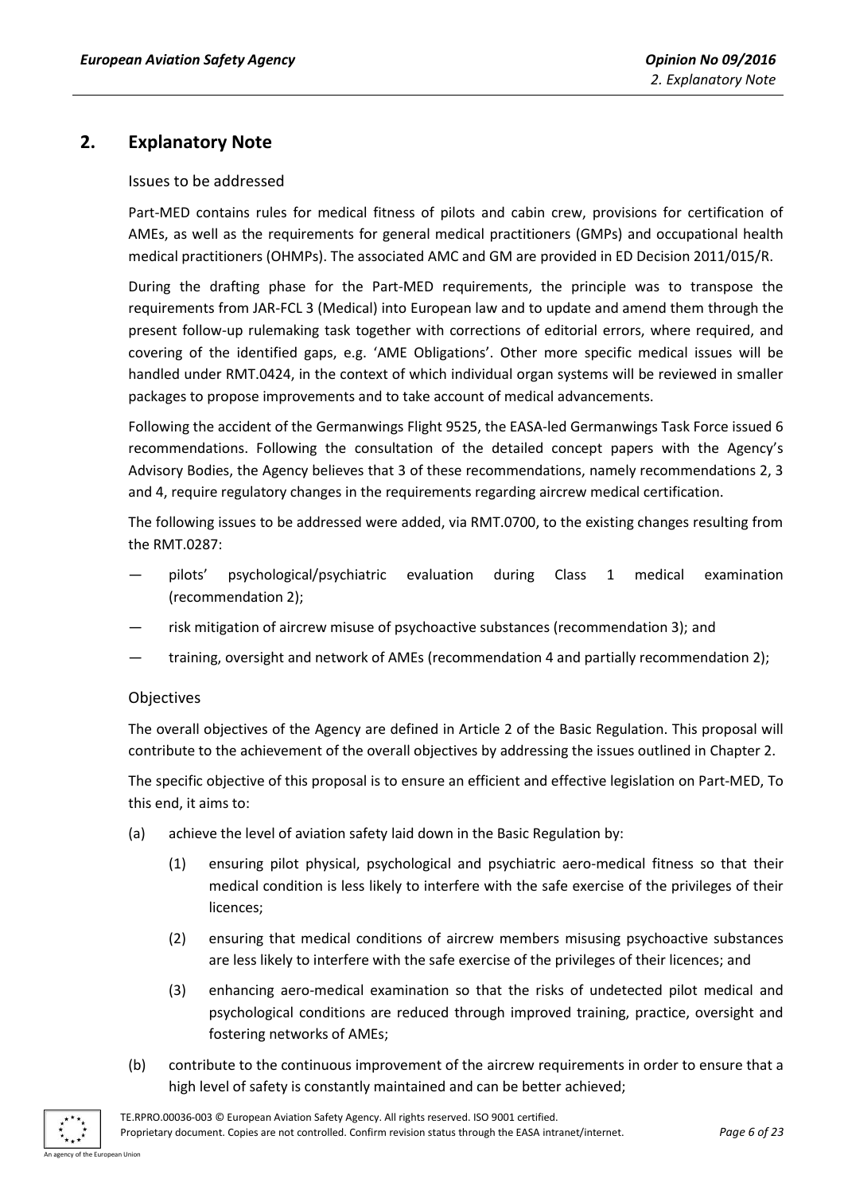## 2. Explanatory Note

### Issues to be addressed

Part-MED contains rules for medical fitness of pilots and cabin crew, provisions for certification of AMEs, as well as the requirements for general medical practitioners (GMPs) and occupational health medical practitioners (OHMPs). The associated AMC and GM are provided in ED Decision 2011/015/R.

During the drafting phase for the Part-MED requirements, the principle was to transpose the requirements from JAR-FCL 3 (Medical) into European law and to update and amend them through the present follow-up rulemaking task together with corrections of editorial errors, where required, and covering of the identified gaps, e.g. 'AME Obligations'. Other more specific medical issues will be handled under RMT.0424, in the context of which individual organ systems will be reviewed in smaller packages to propose improvements and to take account of medical advancements.

Following the accident of the Germanwings Flight 9525, the EASA-led Germanwings Task Force issued 6 recommendations. Following the consultation of the detailed concept papers with the Agency's Advisory Bodies, the Agency believes that 3 of these recommendations, namely recommendations 2, 3 and 4, require regulatory changes in the requirements regarding aircrew medical certification.

The following issues to be addressed were added, via RMT.0700, to the existing changes resulting from the RMT.0287:

— pilots' psychological/psychiatric evaluation during Class 1 medical examination (recommendation 2);

— risk mitigation of aircrew misuse of psychoactive substances (recommendation 3); and

— training, oversight and network of AMEs (recommendation 4 and partially recommendation 2);

### Objectives

The overall objectives of the Agency are defined in Article 2 of the Basic Regulation. This proposal will contribute to the achievement of the overall objectives by addressing the issues outlined in Chapter 2.

The specific objective of this proposal is to ensure an efficient and effective legislation on Part-MED, To this end, it aims to:

(a) achieve the level of aviation safety laid down in the Basic Regulation by:

  (1) ensuring pilot physical, psychological and psychiatric aero-medical fitness so that their medical condition is less likely to interfere with the safe exercise of the privileges of their licences;

  (2) ensuring that medical conditions of aircrew members misusing psychoactive substances are less likely to interfere with the safe exercise of the privileges of their licences; and

  (3) enhancing aero-medical examination so that the risks of undetected pilot medical and psychological conditions are reduced through improved training, practice, oversight and fostering networks of AMEs;

(b) contribute to the continuous improvement of the aircrew requirements in order to ensure that a high level of safety is constantly maintained and can be better achieved;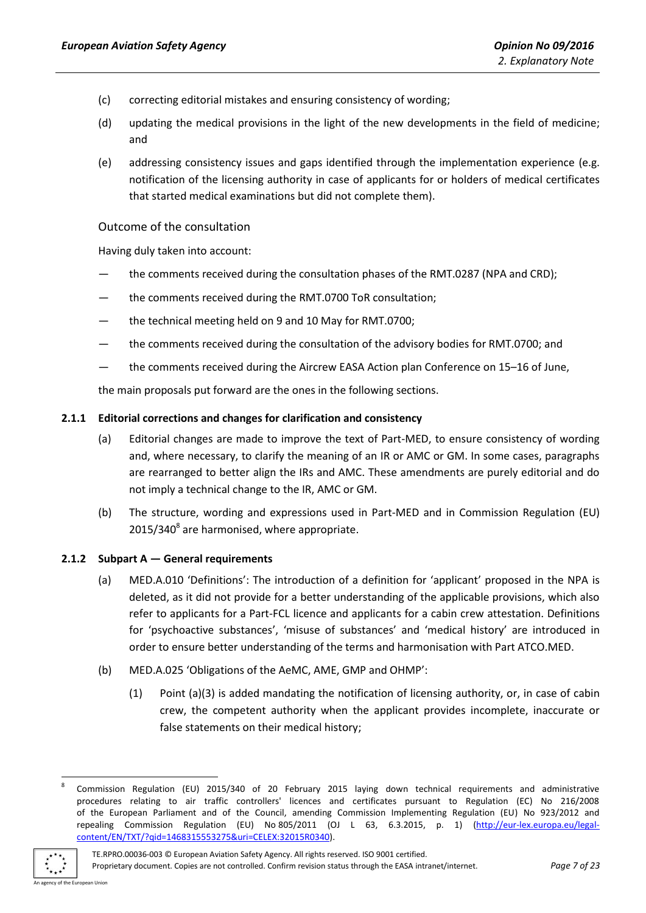(c) correcting editorial mistakes and ensuring consistency of wording;

(d) updating the medical provisions in the light of the new developments in the field of medicine; and

(e) addressing consistency issues and gaps identified through the implementation experience (e.g. notification of the licensing authority in case of applicants for or holders of medical certificates that started medical examinations but did not complete them).

### Outcome of the consultation

Having duly taken into account:

— the comments received during the consultation phases of the RMT.0287 (NPA and CRD);

— the comments received during the RMT.0700 ToR consultation;

— the technical meeting held on 9 and 10 May for RMT.0700;

— the comments received during the consultation of the advisory bodies for RMT.0700; and

— the comments received during the Aircrew EASA Action plan Conference on 15–16 of June,

the main proposals put forward are the ones in the following sections.

### 2.1.1 Editorial corrections and changes for clarification and consistency

(a) Editorial changes are made to improve the text of Part-MED, to ensure consistency of wording and, where necessary, to clarify the meaning of an IR or AMC or GM. In some cases, paragraphs are rearranged to better align the IRs and AMC. These amendments are purely editorial and do not imply a technical change to the IR, AMC or GM.

(b) The structure, wording and expressions used in Part-MED and in Commission Regulation (EU) 2015/340[8] are harmonised, where appropriate.

### 2.1.2 Subpart A — General requirements

(a) MED.A.010 'Definitions': The introduction of a definition for 'applicant' proposed in the NPA is deleted, as it did not provide for a better understanding of the applicable provisions, which also refer to applicants for a Part-FCL licence and applicants for a cabin crew attestation. Definitions for 'psychoactive substances', 'misuse of substances' and 'medical history' are introduced in order to ensure better understanding of the terms and harmonisation with Part ATCO.MED.

(b) MED.A.025 'Obligations of the AeMC, AME, GMP and OHMP':

   (1) Point (a)(3) is added mandating the notification of licensing authority, or, in case of cabin crew, the competent authority when the applicant provides incomplete, inaccurate or false statements on their medical history;

---

[8] Commission Regulation (EU) 2015/340 of 20 February 2015 laying down technical requirements and administrative procedures relating to air traffic controllers' licences and certificates pursuant to Regulation (EC) No 216/2008 of the European Parliament and of the Council, amending Commission Implementing Regulation (EU) No 923/2012 and repealing Commission Regulation (EU) No 805/2011 (OJ L 63, 6.3.2015, p. 1) (http://eur-lex.europa.eu/legal-content/EN/TXT/?qid=1468315553275&uri=CELEX:32015R0340).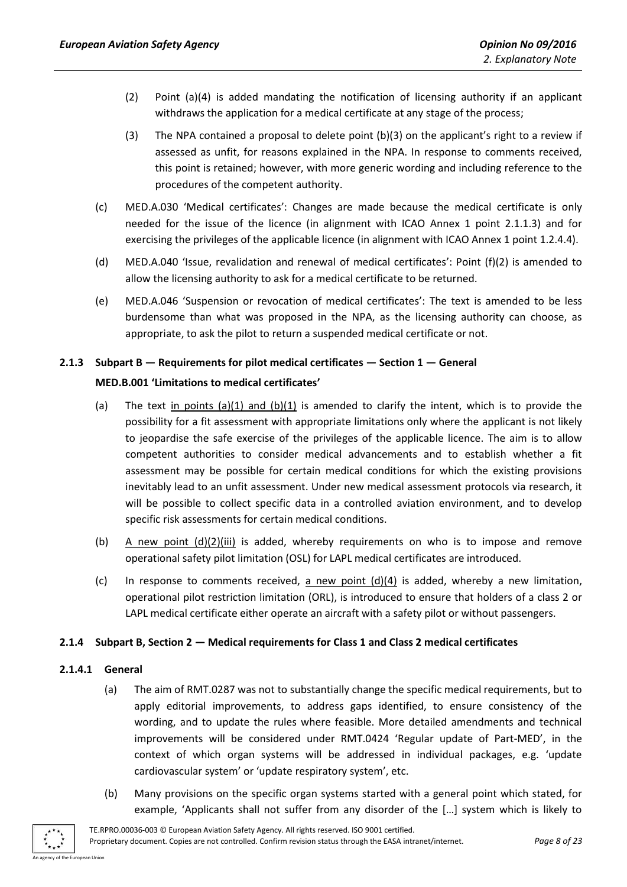(2) Point (a)(4) is added mandating the notification of licensing authority if an applicant withdraws the application for a medical certificate at any stage of the process;

(3) The NPA contained a proposal to delete point (b)(3) on the applicant's right to a review if assessed as unfit, for reasons explained in the NPA. In response to comments received, this point is retained; however, with more generic wording and including reference to the procedures of the competent authority.

(c) MED.A.030 'Medical certificates': Changes are made because the medical certificate is only needed for the issue of the licence (in alignment with ICAO Annex 1 point 2.1.1.3) and for exercising the privileges of the applicable licence (in alignment with ICAO Annex 1 point 1.2.4.4).

(d) MED.A.040 'Issue, revalidation and renewal of medical certificates': Point (f)(2) is amended to allow the licensing authority to ask for a medical certificate to be returned.

(e) MED.A.046 'Suspension or revocation of medical certificates': The text is amended to be less burdensome than what was proposed in the NPA, as the licensing authority can choose, as appropriate, to ask the pilot to return a suspended medical certificate or not.

### 2.1.3 Subpart B — Requirements for pilot medical certificates — Section 1 — General

**MED.B.001 'Limitations to medical certificates'**

(a) The text in points (a)(1) and (b)(1) is amended to clarify the intent, which is to provide the possibility for a fit assessment with appropriate limitations only where the applicant is not likely to jeopardise the safe exercise of the privileges of the applicable licence. The aim is to allow competent authorities to consider medical advancements and to establish whether a fit assessment may be possible for certain medical conditions for which the existing provisions inevitably lead to an unfit assessment. Under new medical assessment protocols via research, it will be possible to collect specific data in a controlled aviation environment, and to develop specific risk assessments for certain medical conditions.

(b) A new point (d)(2)(iii) is added, whereby requirements on who is to impose and remove operational safety pilot limitation (OSL) for LAPL medical certificates are introduced.

(c) In response to comments received, a new point (d)(4) is added, whereby a new limitation, operational pilot restriction limitation (ORL), is introduced to ensure that holders of a class 2 or LAPL medical certificate either operate an aircraft with a safety pilot or without passengers.

### 2.1.4 Subpart B, Section 2 — Medical requirements for Class 1 and Class 2 medical certificates

#### 2.1.4.1 General

(a) The aim of RMT.0287 was not to substantially change the specific medical requirements, but to apply editorial improvements, to address gaps identified, to ensure consistency of the wording, and to update the rules where feasible. More detailed amendments and technical improvements will be considered under RMT.0424 'Regular update of Part-MED', in the context of which organ systems will be addressed in individual packages, e.g. 'update cardiovascular system' or 'update respiratory system', etc.

(b) Many provisions on the specific organ systems started with a general point which stated, for example, 'Applicants shall not suffer from any disorder of the […] system which is likely to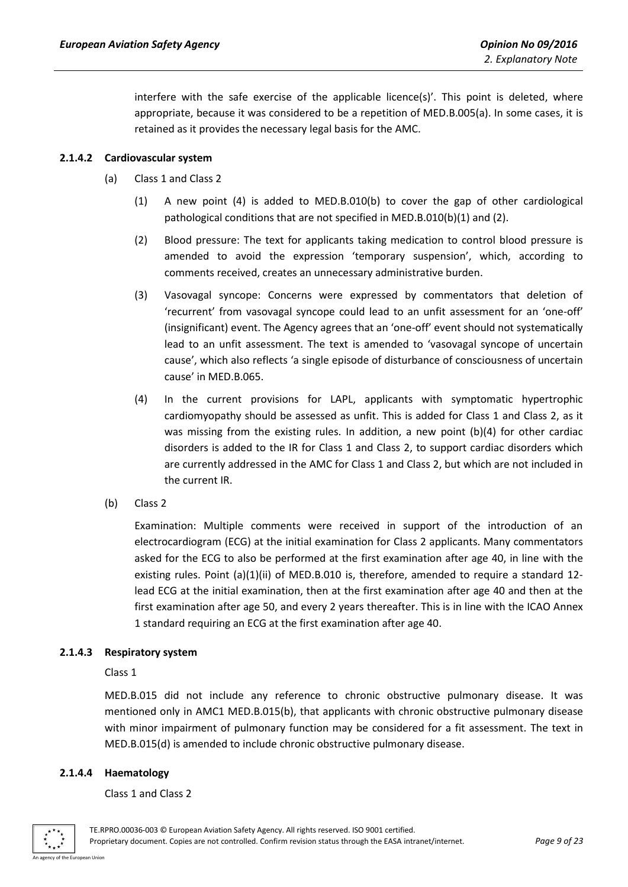interfere with the safe exercise of the applicable licence(s)'. This point is deleted, where appropriate, because it was considered to be a repetition of MED.B.005(a). In some cases, it is retained as it provides the necessary legal basis for the AMC.

#### 2.1.4.2 Cardiovascular system

(a) Class 1 and Class 2

(1) A new point (4) is added to MED.B.010(b) to cover the gap of other cardiological pathological conditions that are not specified in MED.B.010(b)(1) and (2).

(2) Blood pressure: The text for applicants taking medication to control blood pressure is amended to avoid the expression 'temporary suspension', which, according to comments received, creates an unnecessary administrative burden.

(3) Vasovagal syncope: Concerns were expressed by commentators that deletion of 'recurrent' from vasovagal syncope could lead to an unfit assessment for an 'one-off' (insignificant) event. The Agency agrees that an 'one-off' event should not systematically lead to an unfit assessment. The text is amended to 'vasovagal syncope of uncertain cause', which also reflects 'a single episode of disturbance of consciousness of uncertain cause' in MED.B.065.

(4) In the current provisions for LAPL, applicants with symptomatic hypertrophic cardiomyopathy should be assessed as unfit. This is added for Class 1 and Class 2, as it was missing from the existing rules. In addition, a new point (b)(4) for other cardiac disorders is added to the IR for Class 1 and Class 2, to support cardiac disorders which are currently addressed in the AMC for Class 1 and Class 2, but which are not included in the current IR.

(b) Class 2

Examination: Multiple comments were received in support of the introduction of an electrocardiogram (ECG) at the initial examination for Class 2 applicants. Many commentators asked for the ECG to also be performed at the first examination after age 40, in line with the existing rules. Point (a)(1)(ii) of MED.B.010 is, therefore, amended to require a standard 12-lead ECG at the initial examination, then at the first examination after age 40 and then at the first examination after age 50, and every 2 years thereafter. This is in line with the ICAO Annex 1 standard requiring an ECG at the first examination after age 40.

#### 2.1.4.3 Respiratory system

Class 1

MED.B.015 did not include any reference to chronic obstructive pulmonary disease. It was mentioned only in AMC1 MED.B.015(b), that applicants with chronic obstructive pulmonary disease with minor impairment of pulmonary function may be considered for a fit assessment. The text in MED.B.015(d) is amended to include chronic obstructive pulmonary disease.

#### 2.1.4.4 Haematology

Class 1 and Class 2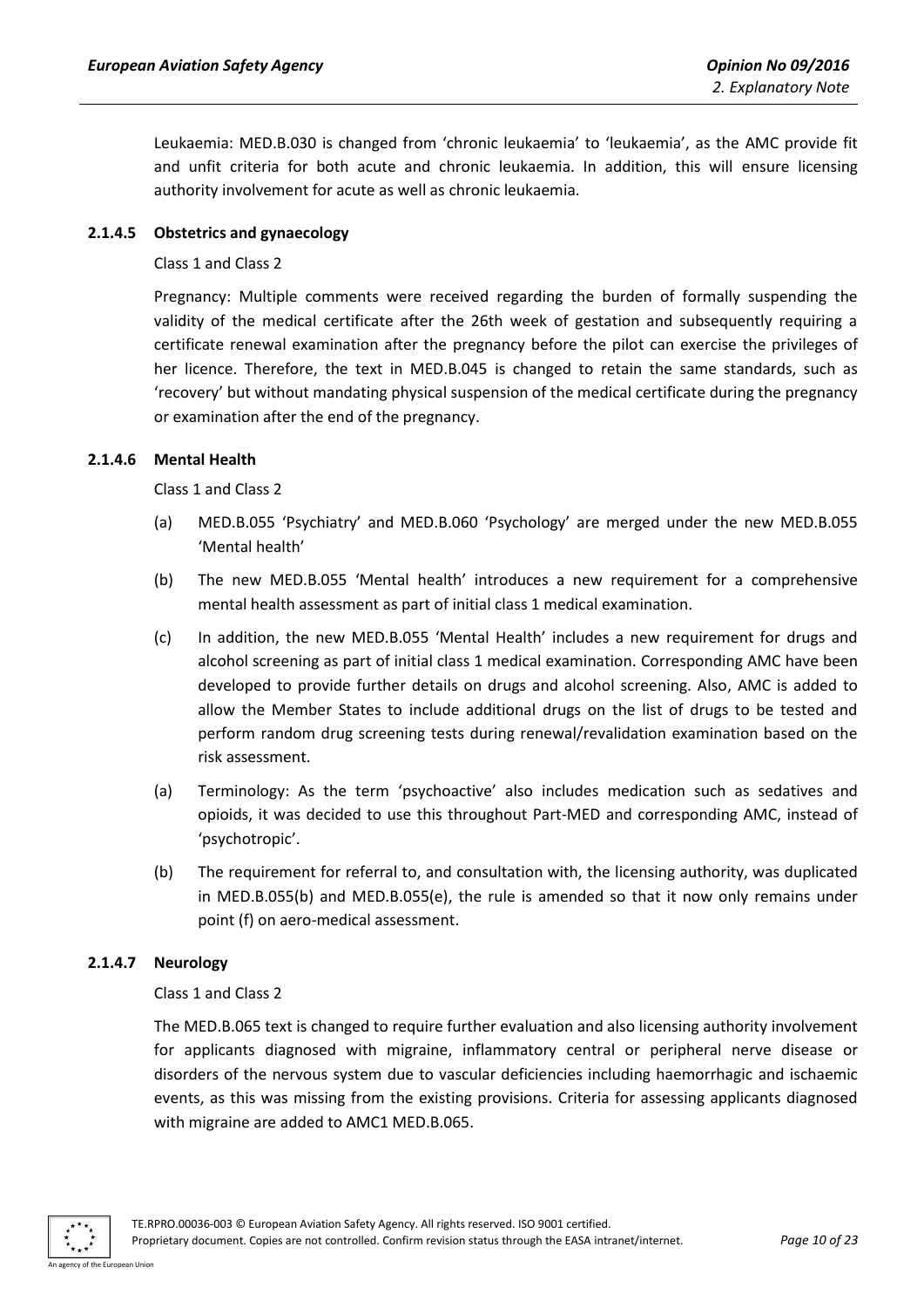Leukaemia: MED.B.030 is changed from 'chronic leukaemia' to 'leukaemia', as the AMC provide fit and unfit criteria for both acute and chronic leukaemia. In addition, this will ensure licensing authority involvement for acute as well as chronic leukaemia.

#### 2.1.4.5 Obstetrics and gynaecology

Class 1 and Class 2

Pregnancy: Multiple comments were received regarding the burden of formally suspending the validity of the medical certificate after the 26th week of gestation and subsequently requiring a certificate renewal examination after the pregnancy before the pilot can exercise the privileges of her licence. Therefore, the text in MED.B.045 is changed to retain the same standards, such as 'recovery' but without mandating physical suspension of the medical certificate during the pregnancy or examination after the end of the pregnancy.

#### 2.1.4.6 Mental Health

Class 1 and Class 2

(a) MED.B.055 'Psychiatry' and MED.B.060 'Psychology' are merged under the new MED.B.055 'Mental health'

(b) The new MED.B.055 'Mental health' introduces a new requirement for a comprehensive mental health assessment as part of initial class 1 medical examination.

(c) In addition, the new MED.B.055 'Mental Health' includes a new requirement for drugs and alcohol screening as part of initial class 1 medical examination. Corresponding AMC have been developed to provide further details on drugs and alcohol screening. Also, AMC is added to allow the Member States to include additional drugs on the list of drugs to be tested and perform random drug screening tests during renewal/revalidation examination based on the risk assessment.

(a) Terminology: As the term 'psychoactive' also includes medication such as sedatives and opioids, it was decided to use this throughout Part-MED and corresponding AMC, instead of 'psychotropic'.

(b) The requirement for referral to, and consultation with, the licensing authority, was duplicated in MED.B.055(b) and MED.B.055(e), the rule is amended so that it now only remains under point (f) on aero-medical assessment.

#### 2.1.4.7 Neurology

Class 1 and Class 2

The MED.B.065 text is changed to require further evaluation and also licensing authority involvement for applicants diagnosed with migraine, inflammatory central or peripheral nerve disease or disorders of the nervous system due to vascular deficiencies including haemorrhagic and ischaemic events, as this was missing from the existing provisions. Criteria for assessing applicants diagnosed with migraine are added to AMC1 MED.B.065.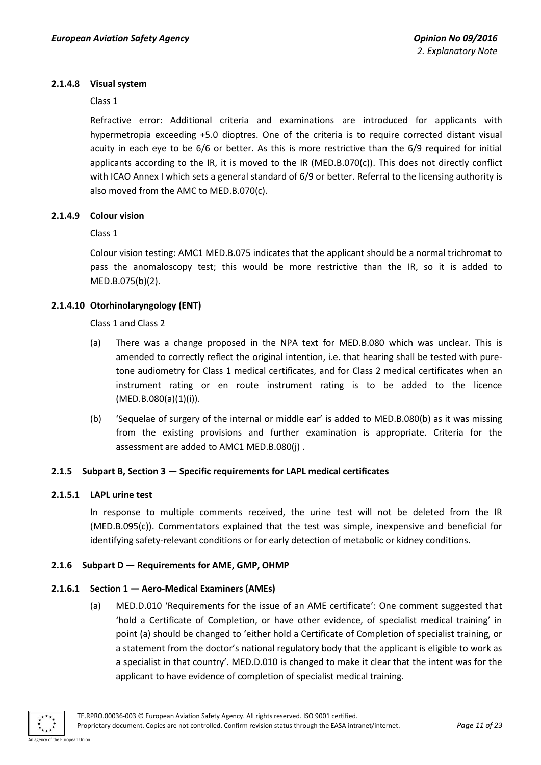#### 2.1.4.8 Visual system

Class 1

Refractive error: Additional criteria and examinations are introduced for applicants with hypermetropia exceeding +5.0 dioptres. One of the criteria is to require corrected distant visual acuity in each eye to be 6/6 or better. As this is more restrictive than the 6/9 required for initial applicants according to the IR, it is moved to the IR (MED.B.070(c)). This does not directly conflict with ICAO Annex I which sets a general standard of 6/9 or better. Referral to the licensing authority is also moved from the AMC to MED.B.070(c).

#### 2.1.4.9 Colour vision

Class 1

Colour vision testing: AMC1 MED.B.075 indicates that the applicant should be a normal trichromat to pass the anomaloscopy test; this would be more restrictive than the IR, so it is added to MED.B.075(b)(2).

#### 2.1.4.10 Otorhinolaryngology (ENT)

Class 1 and Class 2

(a) There was a change proposed in the NPA text for MED.B.080 which was unclear. This is amended to correctly reflect the original intention, i.e. that hearing shall be tested with pure-tone audiometry for Class 1 medical certificates, and for Class 2 medical certificates when an instrument rating or en route instrument rating is to be added to the licence (MED.B.080(a)(1)(i)).

(b) 'Sequelae of surgery of the internal or middle ear' is added to MED.B.080(b) as it was missing from the existing provisions and further examination is appropriate. Criteria for the assessment are added to AMC1 MED.B.080(j) .

### 2.1.5 Subpart B, Section 3 — Specific requirements for LAPL medical certificates

#### 2.1.5.1 LAPL urine test

In response to multiple comments received, the urine test will not be deleted from the IR (MED.B.095(c)). Commentators explained that the test was simple, inexpensive and beneficial for identifying safety-relevant conditions or for early detection of metabolic or kidney conditions.

### 2.1.6 Subpart D — Requirements for AME, GMP, OHMP

#### 2.1.6.1 Section 1 — Aero-Medical Examiners (AMEs)

(a) MED.D.010 'Requirements for the issue of an AME certificate': One comment suggested that 'hold a Certificate of Completion, or have other evidence, of specialist medical training' in point (a) should be changed to 'either hold a Certificate of Completion of specialist training, or a statement from the doctor's national regulatory body that the applicant is eligible to work as a specialist in that country'. MED.D.010 is changed to make it clear that the intent was for the applicant to have evidence of completion of specialist medical training.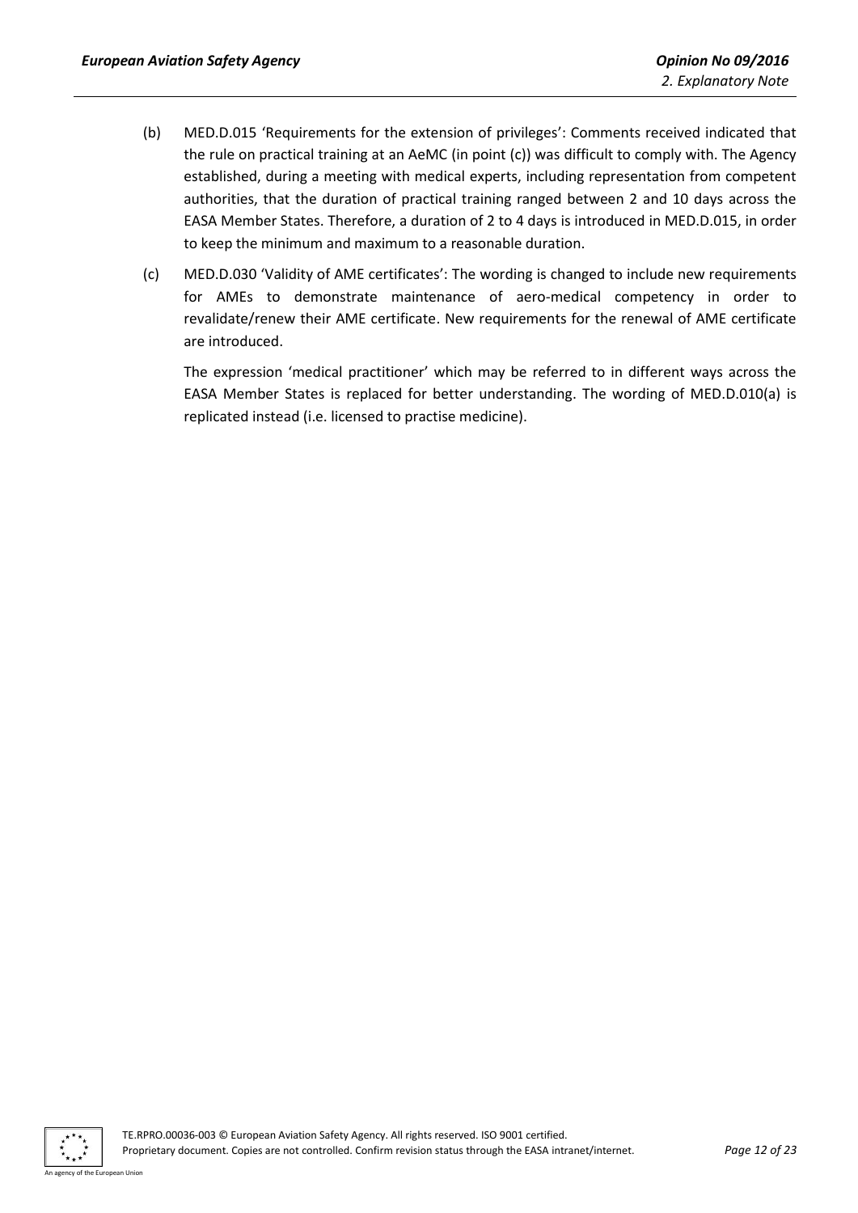(b) MED.D.015 'Requirements for the extension of privileges': Comments received indicated that the rule on practical training at an AeMC (in point (c)) was difficult to comply with. The Agency established, during a meeting with medical experts, including representation from competent authorities, that the duration of practical training ranged between 2 and 10 days across the EASA Member States. Therefore, a duration of 2 to 4 days is introduced in MED.D.015, in order to keep the minimum and maximum to a reasonable duration.

(c) MED.D.030 'Validity of AME certificates': The wording is changed to include new requirements for AMEs to demonstrate maintenance of aero-medical competency in order to revalidate/renew their AME certificate. New requirements for the renewal of AME certificate are introduced.

The expression 'medical practitioner' which may be referred to in different ways across the EASA Member States is replaced for better understanding. The wording of MED.D.010(a) is replicated instead (i.e. licensed to practise medicine).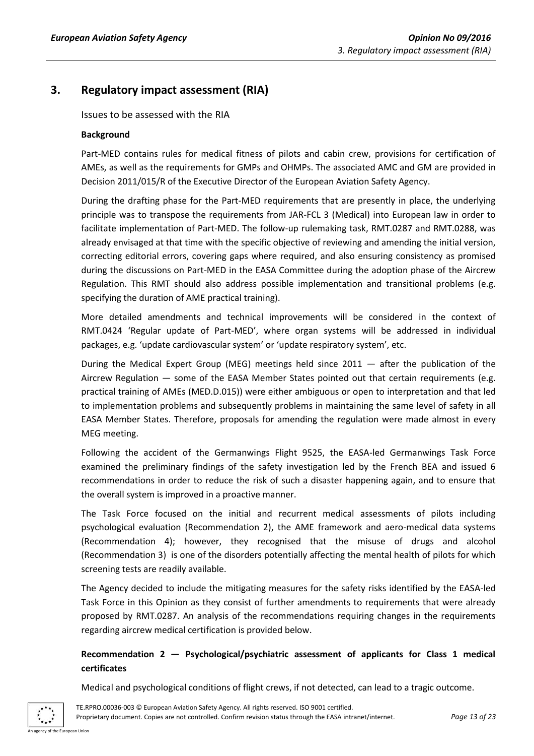# 3. Regulatory impact assessment (RIA)

Issues to be assessed with the RIA

**Background**

Part-MED contains rules for medical fitness of pilots and cabin crew, provisions for certification of AMEs, as well as the requirements for GMPs and OHMPs. The associated AMC and GM are provided in Decision 2011/015/R of the Executive Director of the European Aviation Safety Agency.

During the drafting phase for the Part-MED requirements that are presently in place, the underlying principle was to transpose the requirements from JAR-FCL 3 (Medical) into European law in order to facilitate implementation of Part-MED. The follow-up rulemaking task, RMT.0287 and RMT.0288, was already envisaged at that time with the specific objective of reviewing and amending the initial version, correcting editorial errors, covering gaps where required, and also ensuring consistency as promised during the discussions on Part-MED in the EASA Committee during the adoption phase of the Aircrew Regulation. This RMT should also address possible implementation and transitional problems (e.g. specifying the duration of AME practical training).

More detailed amendments and technical improvements will be considered in the context of RMT.0424 'Regular update of Part-MED', where organ systems will be addressed in individual packages, e.g. 'update cardiovascular system' or 'update respiratory system', etc.

During the Medical Expert Group (MEG) meetings held since 2011 — after the publication of the Aircrew Regulation — some of the EASA Member States pointed out that certain requirements (e.g. practical training of AMEs (MED.D.015)) were either ambiguous or open to interpretation and that led to implementation problems and subsequently problems in maintaining the same level of safety in all EASA Member States. Therefore, proposals for amending the regulation were made almost in every MEG meeting.

Following the accident of the Germanwings Flight 9525, the EASA-led Germanwings Task Force examined the preliminary findings of the safety investigation led by the French BEA and issued 6 recommendations in order to reduce the risk of such a disaster happening again, and to ensure that the overall system is improved in a proactive manner.

The Task Force focused on the initial and recurrent medical assessments of pilots including psychological evaluation (Recommendation 2), the AME framework and aero-medical data systems (Recommendation 4); however, they recognised that the misuse of drugs and alcohol (Recommendation 3) is one of the disorders potentially affecting the mental health of pilots for which screening tests are readily available.

The Agency decided to include the mitigating measures for the safety risks identified by the EASA-led Task Force in this Opinion as they consist of further amendments to requirements that were already proposed by RMT.0287. An analysis of the recommendations requiring changes in the requirements regarding aircrew medical certification is provided below.

**Recommendation 2 — Psychological/psychiatric assessment of applicants for Class 1 medical certificates**

Medical and psychological conditions of flight crews, if not detected, can lead to a tragic outcome.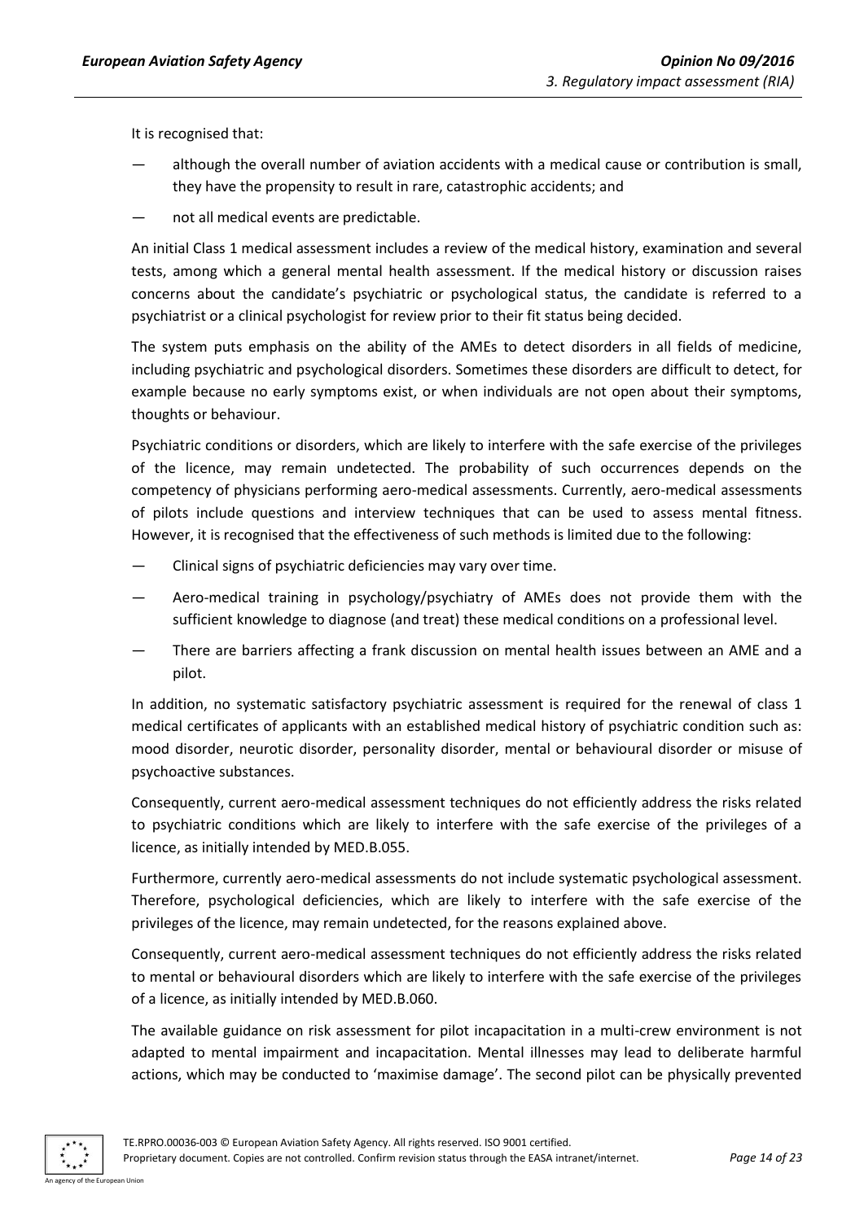It is recognised that:

- although the overall number of aviation accidents with a medical cause or contribution is small, they have the propensity to result in rare, catastrophic accidents; and
- not all medical events are predictable.

An initial Class 1 medical assessment includes a review of the medical history, examination and several tests, among which a general mental health assessment. If the medical history or discussion raises concerns about the candidate's psychiatric or psychological status, the candidate is referred to a psychiatrist or a clinical psychologist for review prior to their fit status being decided.

The system puts emphasis on the ability of the AMEs to detect disorders in all fields of medicine, including psychiatric and psychological disorders. Sometimes these disorders are difficult to detect, for example because no early symptoms exist, or when individuals are not open about their symptoms, thoughts or behaviour.

Psychiatric conditions or disorders, which are likely to interfere with the safe exercise of the privileges of the licence, may remain undetected. The probability of such occurrences depends on the competency of physicians performing aero-medical assessments. Currently, aero-medical assessments of pilots include questions and interview techniques that can be used to assess mental fitness. However, it is recognised that the effectiveness of such methods is limited due to the following:

- Clinical signs of psychiatric deficiencies may vary over time.
- Aero-medical training in psychology/psychiatry of AMEs does not provide them with the sufficient knowledge to diagnose (and treat) these medical conditions on a professional level.
- There are barriers affecting a frank discussion on mental health issues between an AME and a pilot.

In addition, no systematic satisfactory psychiatric assessment is required for the renewal of class 1 medical certificates of applicants with an established medical history of psychiatric condition such as: mood disorder, neurotic disorder, personality disorder, mental or behavioural disorder or misuse of psychoactive substances.

Consequently, current aero-medical assessment techniques do not efficiently address the risks related to psychiatric conditions which are likely to interfere with the safe exercise of the privileges of a licence, as initially intended by MED.B.055.

Furthermore, currently aero-medical assessments do not include systematic psychological assessment. Therefore, psychological deficiencies, which are likely to interfere with the safe exercise of the privileges of the licence, may remain undetected, for the reasons explained above.

Consequently, current aero-medical assessment techniques do not efficiently address the risks related to mental or behavioural disorders which are likely to interfere with the safe exercise of the privileges of a licence, as initially intended by MED.B.060.

The available guidance on risk assessment for pilot incapacitation in a multi-crew environment is not adapted to mental impairment and incapacitation. Mental illnesses may lead to deliberate harmful actions, which may be conducted to 'maximise damage'. The second pilot can be physically prevented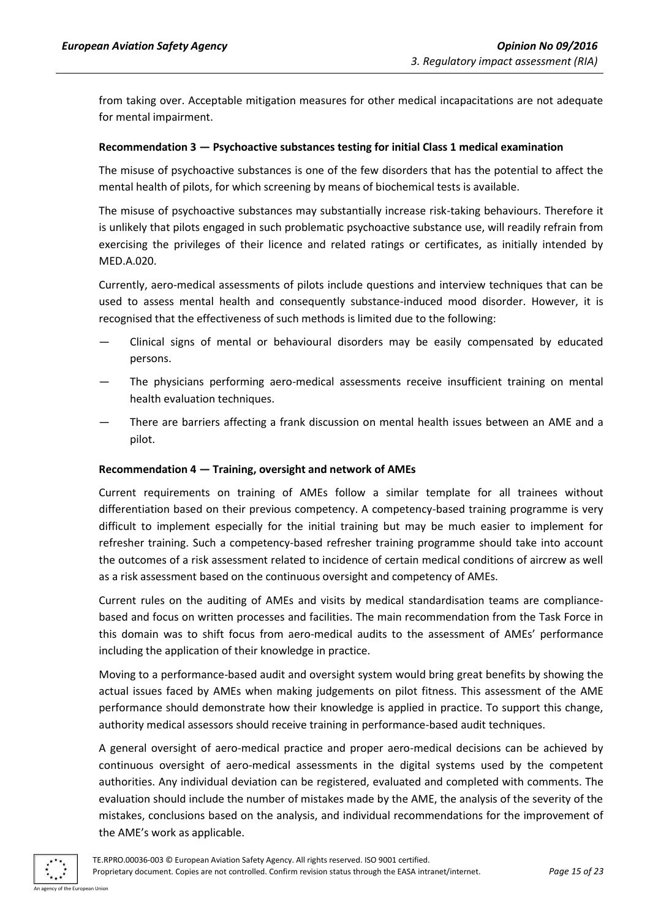from taking over. Acceptable mitigation measures for other medical incapacitations are not adequate for mental impairment.

**Recommendation 3 — Psychoactive substances testing for initial Class 1 medical examination**

The misuse of psychoactive substances is one of the few disorders that has the potential to affect the mental health of pilots, for which screening by means of biochemical tests is available.

The misuse of psychoactive substances may substantially increase risk-taking behaviours. Therefore it is unlikely that pilots engaged in such problematic psychoactive substance use, will readily refrain from exercising the privileges of their licence and related ratings or certificates, as initially intended by MED.A.020.

Currently, aero-medical assessments of pilots include questions and interview techniques that can be used to assess mental health and consequently substance-induced mood disorder. However, it is recognised that the effectiveness of such methods is limited due to the following:

— Clinical signs of mental or behavioural disorders may be easily compensated by educated persons.

— The physicians performing aero-medical assessments receive insufficient training on mental health evaluation techniques.

— There are barriers affecting a frank discussion on mental health issues between an AME and a pilot.

**Recommendation 4 — Training, oversight and network of AMEs**

Current requirements on training of AMEs follow a similar template for all trainees without differentiation based on their previous competency. A competency-based training programme is very difficult to implement especially for the initial training but may be much easier to implement for refresher training. Such a competency-based refresher training programme should take into account the outcomes of a risk assessment related to incidence of certain medical conditions of aircrew as well as a risk assessment based on the continuous oversight and competency of AMEs.

Current rules on the auditing of AMEs and visits by medical standardisation teams are compliance-based and focus on written processes and facilities. The main recommendation from the Task Force in this domain was to shift focus from aero-medical audits to the assessment of AMEs' performance including the application of their knowledge in practice.

Moving to a performance-based audit and oversight system would bring great benefits by showing the actual issues faced by AMEs when making judgements on pilot fitness. This assessment of the AME performance should demonstrate how their knowledge is applied in practice. To support this change, authority medical assessors should receive training in performance-based audit techniques.

A general oversight of aero-medical practice and proper aero-medical decisions can be achieved by continuous oversight of aero-medical assessments in the digital systems used by the competent authorities. Any individual deviation can be registered, evaluated and completed with comments. The evaluation should include the number of mistakes made by the AME, the analysis of the severity of the mistakes, conclusions based on the analysis, and individual recommendations for the improvement of the AME's work as applicable.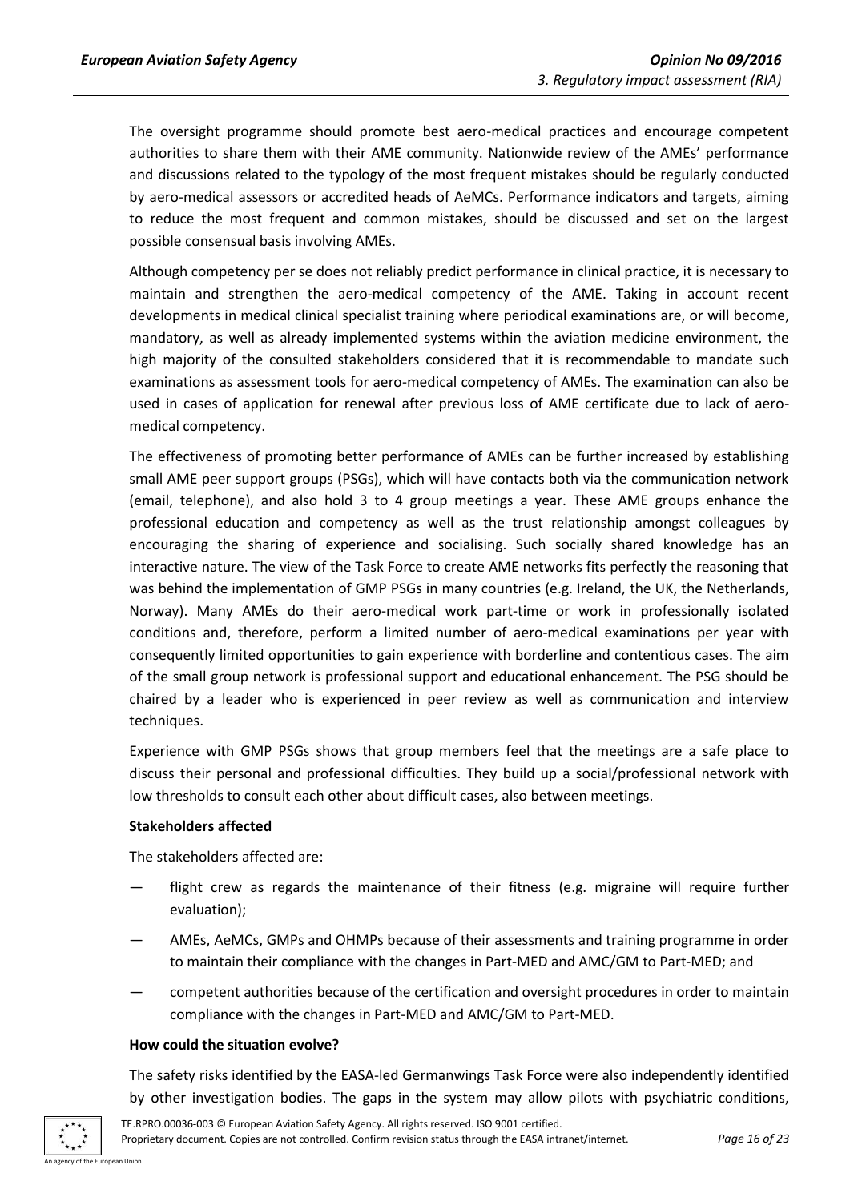The oversight programme should promote best aero-medical practices and encourage competent authorities to share them with their AME community. Nationwide review of the AMEs' performance and discussions related to the typology of the most frequent mistakes should be regularly conducted by aero-medical assessors or accredited heads of AeMCs. Performance indicators and targets, aiming to reduce the most frequent and common mistakes, should be discussed and set on the largest possible consensual basis involving AMEs.

Although competency per se does not reliably predict performance in clinical practice, it is necessary to maintain and strengthen the aero-medical competency of the AME. Taking in account recent developments in medical clinical specialist training where periodical examinations are, or will become, mandatory, as well as already implemented systems within the aviation medicine environment, the high majority of the consulted stakeholders considered that it is recommendable to mandate such examinations as assessment tools for aero-medical competency of AMEs. The examination can also be used in cases of application for renewal after previous loss of AME certificate due to lack of aero-medical competency.

The effectiveness of promoting better performance of AMEs can be further increased by establishing small AME peer support groups (PSGs), which will have contacts both via the communication network (email, telephone), and also hold 3 to 4 group meetings a year. These AME groups enhance the professional education and competency as well as the trust relationship amongst colleagues by encouraging the sharing of experience and socialising. Such socially shared knowledge has an interactive nature. The view of the Task Force to create AME networks fits perfectly the reasoning that was behind the implementation of GMP PSGs in many countries (e.g. Ireland, the UK, the Netherlands, Norway). Many AMEs do their aero-medical work part-time or work in professionally isolated conditions and, therefore, perform a limited number of aero-medical examinations per year with consequently limited opportunities to gain experience with borderline and contentious cases. The aim of the small group network is professional support and educational enhancement. The PSG should be chaired by a leader who is experienced in peer review as well as communication and interview techniques.

Experience with GMP PSGs shows that group members feel that the meetings are a safe place to discuss their personal and professional difficulties. They build up a social/professional network with low thresholds to consult each other about difficult cases, also between meetings.

**Stakeholders affected**

The stakeholders affected are:

- flight crew as regards the maintenance of their fitness (e.g. migraine will require further evaluation);
- AMEs, AeMCs, GMPs and OHMPs because of their assessments and training programme in order to maintain their compliance with the changes in Part-MED and AMC/GM to Part-MED; and
- competent authorities because of the certification and oversight procedures in order to maintain compliance with the changes in Part-MED and AMC/GM to Part-MED.

**How could the situation evolve?**

The safety risks identified by the EASA-led Germanwings Task Force were also independently identified by other investigation bodies. The gaps in the system may allow pilots with psychiatric conditions,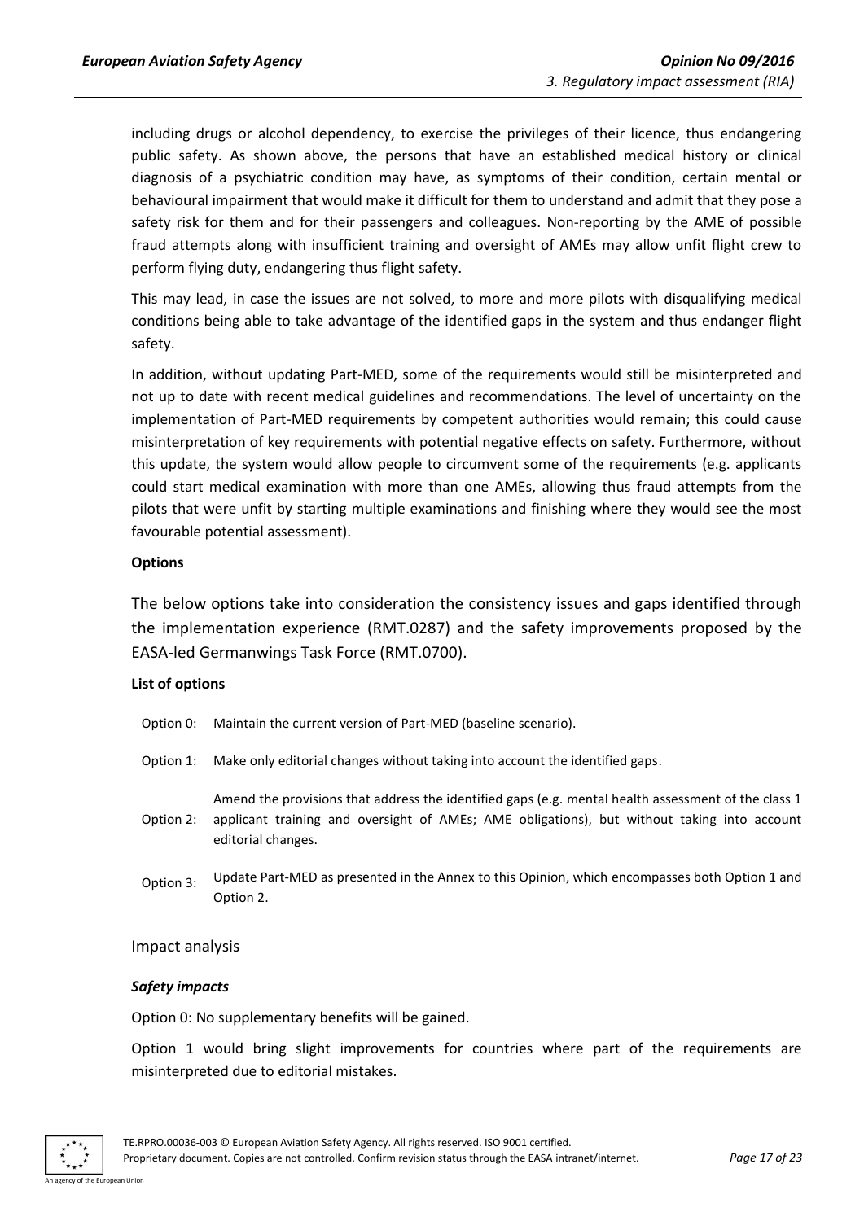including drugs or alcohol dependency, to exercise the privileges of their licence, thus endangering public safety. As shown above, the persons that have an established medical history or clinical diagnosis of a psychiatric condition may have, as symptoms of their condition, certain mental or behavioural impairment that would make it difficult for them to understand and admit that they pose a safety risk for them and for their passengers and colleagues. Non-reporting by the AME of possible fraud attempts along with insufficient training and oversight of AMEs may allow unfit flight crew to perform flying duty, endangering thus flight safety.

This may lead, in case the issues are not solved, to more and more pilots with disqualifying medical conditions being able to take advantage of the identified gaps in the system and thus endanger flight safety.

In addition, without updating Part-MED, some of the requirements would still be misinterpreted and not up to date with recent medical guidelines and recommendations. The level of uncertainty on the implementation of Part-MED requirements by competent authorities would remain; this could cause misinterpretation of key requirements with potential negative effects on safety. Furthermore, without this update, the system would allow people to circumvent some of the requirements (e.g. applicants could start medical examination with more than one AMEs, allowing thus fraud attempts from the pilots that were unfit by starting multiple examinations and finishing where they would see the most favourable potential assessment).

**Options**

The below options take into consideration the consistency issues and gaps identified through the implementation experience (RMT.0287) and the safety improvements proposed by the EASA-led Germanwings Task Force (RMT.0700).

**List of options**

| | |
|---|---|
| Option 0: | Maintain the current version of Part-MED (baseline scenario). |
| Option 1: | Make only editorial changes without taking into account the identified gaps. |
| Option 2: | Amend the provisions that address the identified gaps (e.g. mental health assessment of the class 1 applicant training and oversight of AMEs; AME obligations), but without taking into account editorial changes. |
| Option 3: | Update Part-MED as presented in the Annex to this Opinion, which encompasses both Option 1 and Option 2. |

Impact analysis

***Safety impacts***

Option 0: No supplementary benefits will be gained.

Option 1 would bring slight improvements for countries where part of the requirements are misinterpreted due to editorial mistakes.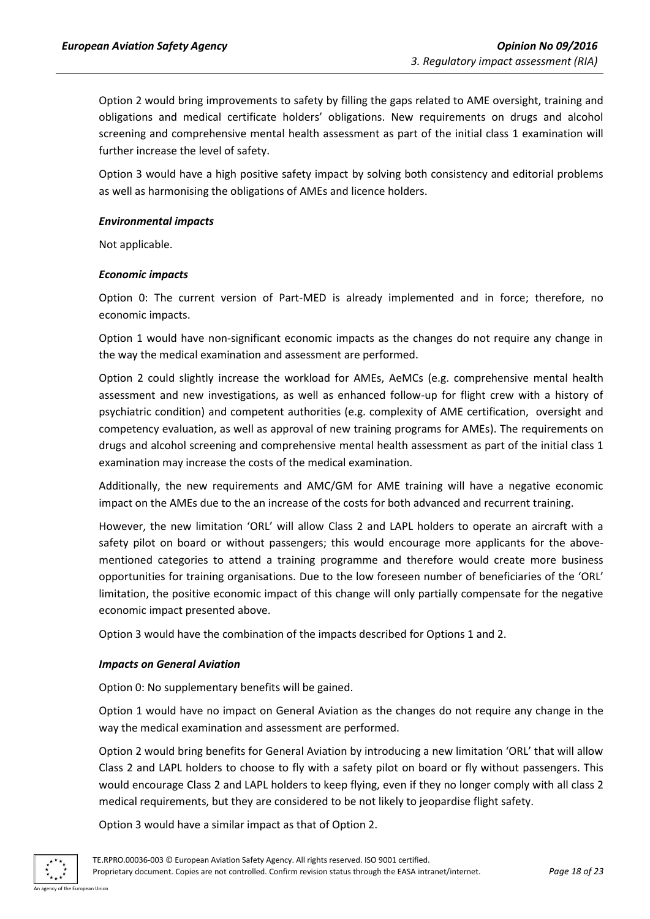Option 2 would bring improvements to safety by filling the gaps related to AME oversight, training and obligations and medical certificate holders' obligations. New requirements on drugs and alcohol screening and comprehensive mental health assessment as part of the initial class 1 examination will further increase the level of safety.

Option 3 would have a high positive safety impact by solving both consistency and editorial problems as well as harmonising the obligations of AMEs and licence holders.

### *Environmental impacts*

Not applicable.

### *Economic impacts*

Option 0: The current version of Part-MED is already implemented and in force; therefore, no economic impacts.

Option 1 would have non-significant economic impacts as the changes do not require any change in the way the medical examination and assessment are performed.

Option 2 could slightly increase the workload for AMEs, AeMCs (e.g. comprehensive mental health assessment and new investigations, as well as enhanced follow-up for flight crew with a history of psychiatric condition) and competent authorities (e.g. complexity of AME certification, oversight and competency evaluation, as well as approval of new training programs for AMEs). The requirements on drugs and alcohol screening and comprehensive mental health assessment as part of the initial class 1 examination may increase the costs of the medical examination.

Additionally, the new requirements and AMC/GM for AME training will have a negative economic impact on the AMEs due to the an increase of the costs for both advanced and recurrent training.

However, the new limitation 'ORL' will allow Class 2 and LAPL holders to operate an aircraft with a safety pilot on board or without passengers; this would encourage more applicants for the above-mentioned categories to attend a training programme and therefore would create more business opportunities for training organisations. Due to the low foreseen number of beneficiaries of the 'ORL' limitation, the positive economic impact of this change will only partially compensate for the negative economic impact presented above.

Option 3 would have the combination of the impacts described for Options 1 and 2.

### *Impacts on General Aviation*

Option 0: No supplementary benefits will be gained.

Option 1 would have no impact on General Aviation as the changes do not require any change in the way the medical examination and assessment are performed.

Option 2 would bring benefits for General Aviation by introducing a new limitation 'ORL' that will allow Class 2 and LAPL holders to choose to fly with a safety pilot on board or fly without passengers. This would encourage Class 2 and LAPL holders to keep flying, even if they no longer comply with all class 2 medical requirements, but they are considered to be not likely to jeopardise flight safety.

Option 3 would have a similar impact as that of Option 2.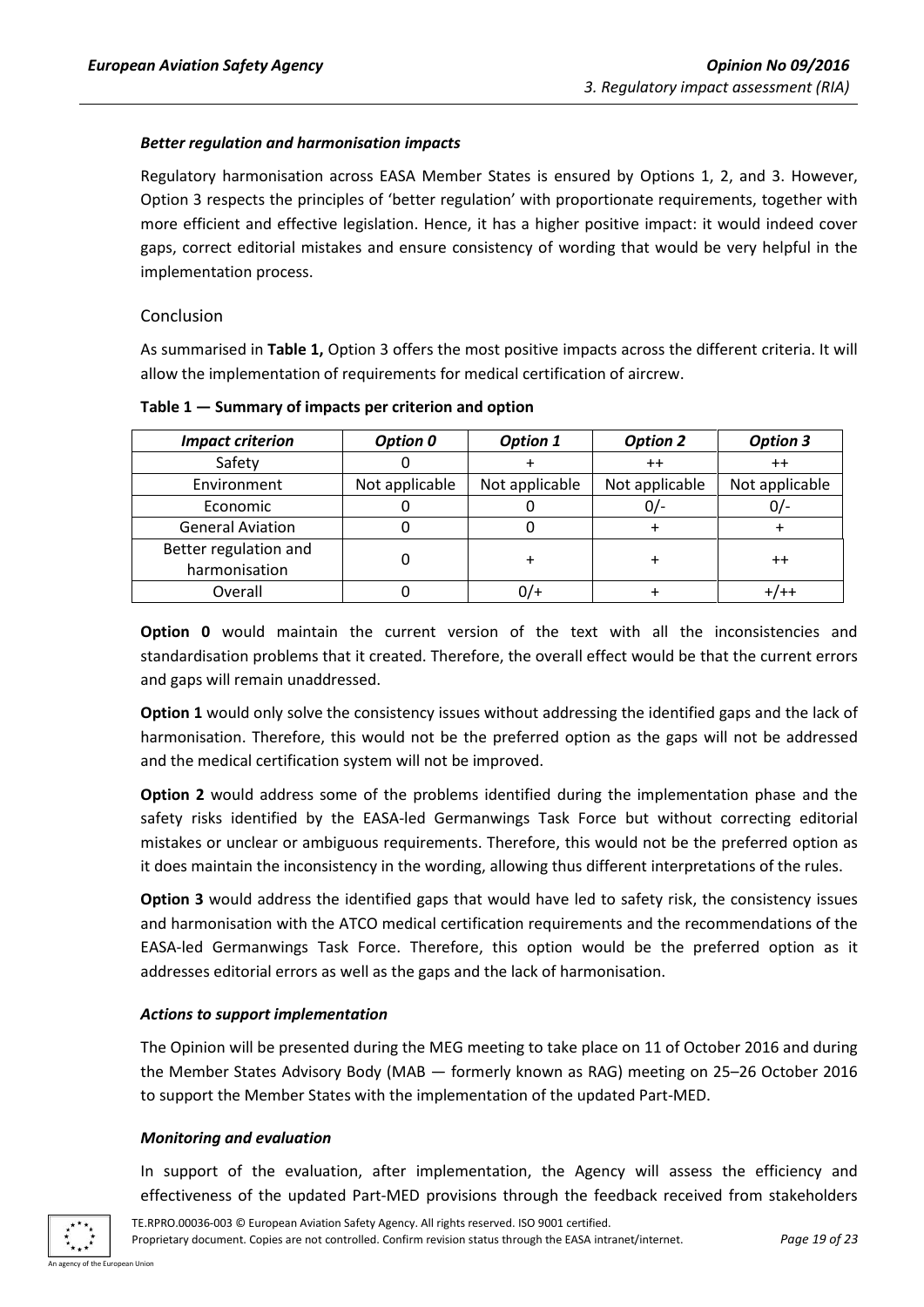#### *Better regulation and harmonisation impacts*

Regulatory harmonisation across EASA Member States is ensured by Options 1, 2, and 3. However, Option 3 respects the principles of 'better regulation' with proportionate requirements, together with more efficient and effective legislation. Hence, it has a higher positive impact: it would indeed cover gaps, correct editorial mistakes and ensure consistency of wording that would be very helpful in the implementation process.

### Conclusion

As summarised in **Table 1,** Option 3 offers the most positive impacts across the different criteria. It will allow the implementation of requirements for medical certification of aircrew.

**Table 1 — Summary of impacts per criterion and option**

| *Impact criterion* | *Option 0* | *Option 1* | *Option 2* | *Option 3* |
|---|---|---|---|---|
| Safety | 0 | + | ++ | ++ |
| Environment | Not applicable | Not applicable | Not applicable | Not applicable |
| Economic | 0 | 0 | 0/- | 0/- |
| General Aviation | 0 | 0 | + | + |
| Better regulation and harmonisation | 0 | + | + | ++ |
| Overall | 0 | 0/+ | + | +/++ |

**Option 0** would maintain the current version of the text with all the inconsistencies and standardisation problems that it created. Therefore, the overall effect would be that the current errors and gaps will remain unaddressed.

**Option 1** would only solve the consistency issues without addressing the identified gaps and the lack of harmonisation. Therefore, this would not be the preferred option as the gaps will not be addressed and the medical certification system will not be improved.

**Option 2** would address some of the problems identified during the implementation phase and the safety risks identified by the EASA-led Germanwings Task Force but without correcting editorial mistakes or unclear or ambiguous requirements. Therefore, this would not be the preferred option as it does maintain the inconsistency in the wording, allowing thus different interpretations of the rules.

**Option 3** would address the identified gaps that would have led to safety risk, the consistency issues and harmonisation with the ATCO medical certification requirements and the recommendations of the EASA-led Germanwings Task Force. Therefore, this option would be the preferred option as it addresses editorial errors as well as the gaps and the lack of harmonisation.

#### *Actions to support implementation*

The Opinion will be presented during the MEG meeting to take place on 11 of October 2016 and during the Member States Advisory Body (MAB — formerly known as RAG) meeting on 25–26 October 2016 to support the Member States with the implementation of the updated Part-MED.

#### *Monitoring and evaluation*

In support of the evaluation, after implementation, the Agency will assess the efficiency and effectiveness of the updated Part-MED provisions through the feedback received from stakeholders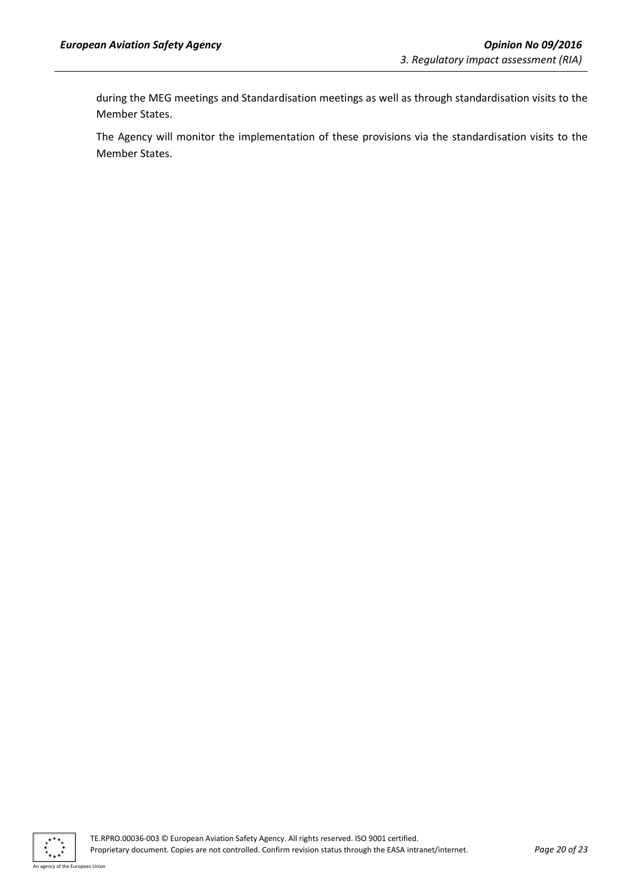during the MEG meetings and Standardisation meetings as well as through standardisation visits to the Member States.

The Agency will monitor the implementation of these provisions via the standardisation visits to the Member States.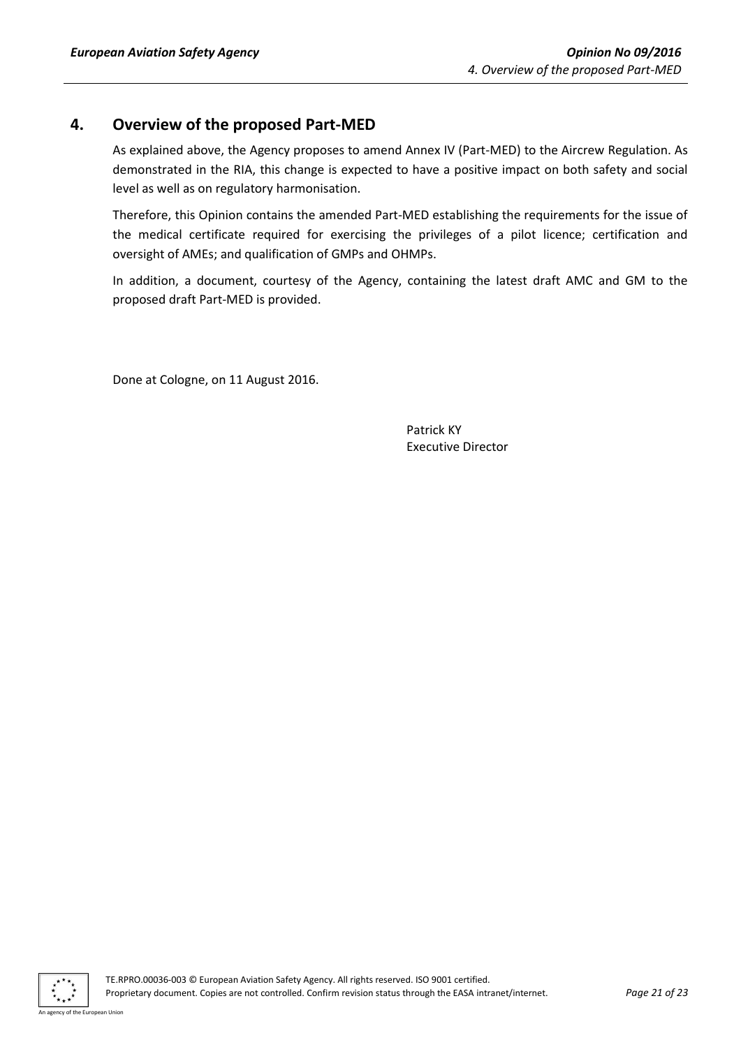## 4. Overview of the proposed Part-MED

As explained above, the Agency proposes to amend Annex IV (Part-MED) to the Aircrew Regulation. As demonstrated in the RIA, this change is expected to have a positive impact on both safety and social level as well as on regulatory harmonisation.

Therefore, this Opinion contains the amended Part-MED establishing the requirements for the issue of the medical certificate required for exercising the privileges of a pilot licence; certification and oversight of AMEs; and qualification of GMPs and OHMPs.

In addition, a document, courtesy of the Agency, containing the latest draft AMC and GM to the proposed draft Part-MED is provided.

Done at Cologne, on 11 August 2016.

Patrick KY
Executive Director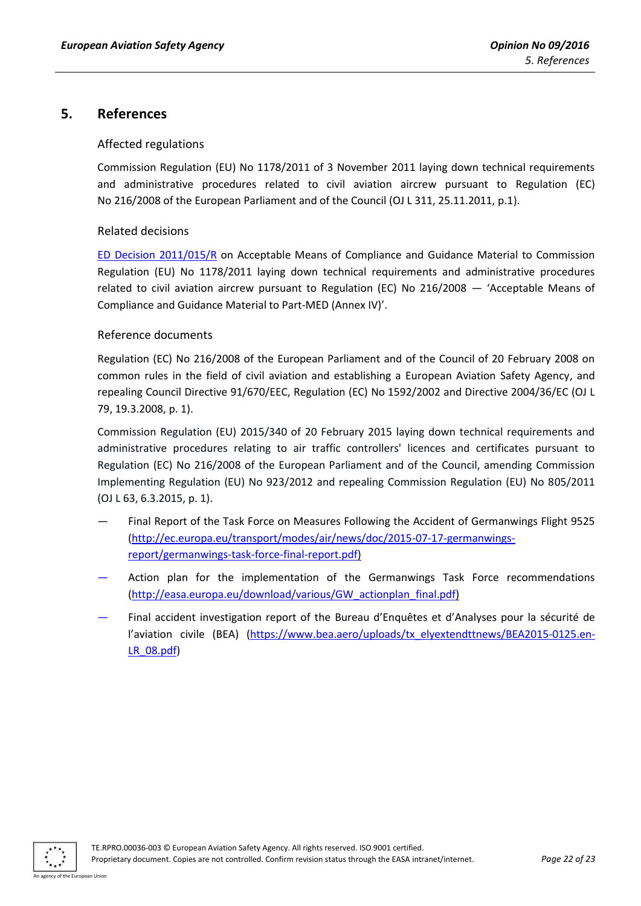# 5. References

## Affected regulations

Commission Regulation (EU) No 1178/2011 of 3 November 2011 laying down technical requirements and administrative procedures related to civil aviation aircrew pursuant to Regulation (EC) No 216/2008 of the European Parliament and of the Council (OJ L 311, 25.11.2011, p.1).

## Related decisions

ED Decision 2011/015/R on Acceptable Means of Compliance and Guidance Material to Commission Regulation (EU) No 1178/2011 laying down technical requirements and administrative procedures related to civil aviation aircrew pursuant to Regulation (EC) No 216/2008 — 'Acceptable Means of Compliance and Guidance Material to Part-MED (Annex IV)'.

## Reference documents

Regulation (EC) No 216/2008 of the European Parliament and of the Council of 20 February 2008 on common rules in the field of civil aviation and establishing a European Aviation Safety Agency, and repealing Council Directive 91/670/EEC, Regulation (EC) No 1592/2002 and Directive 2004/36/EC (OJ L 79, 19.3.2008, p. 1).

Commission Regulation (EU) 2015/340 of 20 February 2015 laying down technical requirements and administrative procedures relating to air traffic controllers' licences and certificates pursuant to Regulation (EC) No 216/2008 of the European Parliament and of the Council, amending Commission Implementing Regulation (EU) No 923/2012 and repealing Commission Regulation (EU) No 805/2011 (OJ L 63, 6.3.2015, p. 1).

— Final Report of the Task Force on Measures Following the Accident of Germanwings Flight 9525 (http://ec.europa.eu/transport/modes/air/news/doc/2015-07-17-germanwings-report/germanwings-task-force-final-report.pdf)

— Action plan for the implementation of the Germanwings Task Force recommendations (http://easa.europa.eu/download/various/GW_actionplan_final.pdf)

— Final accident investigation report of the Bureau d'Enquêtes et d'Analyses pour la sécurité de l'aviation civile (BEA) (https://www.bea.aero/uploads/tx_elyextendttnews/BEA2015-0125.en-LR_08.pdf)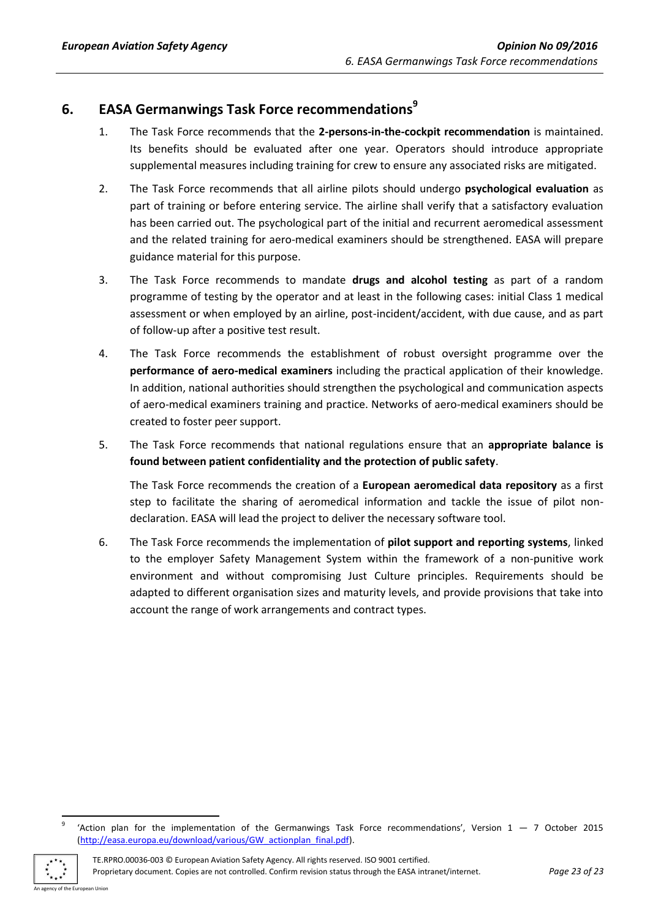## 6. EASA Germanwings Task Force recommendations[9]

1. The Task Force recommends that the **2-persons-in-the-cockpit recommendation** is maintained. Its benefits should be evaluated after one year. Operators should introduce appropriate supplemental measures including training for crew to ensure any associated risks are mitigated.

2. The Task Force recommends that all airline pilots should undergo **psychological evaluation** as part of training or before entering service. The airline shall verify that a satisfactory evaluation has been carried out. The psychological part of the initial and recurrent aeromedical assessment and the related training for aero-medical examiners should be strengthened. EASA will prepare guidance material for this purpose.

3. The Task Force recommends to mandate **drugs and alcohol testing** as part of a random programme of testing by the operator and at least in the following cases: initial Class 1 medical assessment or when employed by an airline, post-incident/accident, with due cause, and as part of follow-up after a positive test result.

4. The Task Force recommends the establishment of robust oversight programme over the **performance of aero-medical examiners** including the practical application of their knowledge. In addition, national authorities should strengthen the psychological and communication aspects of aero-medical examiners training and practice. Networks of aero-medical examiners should be created to foster peer support.

5. The Task Force recommends that national regulations ensure that an **appropriate balance is found between patient confidentiality and the protection of public safety**.

   The Task Force recommends the creation of a **European aeromedical data repository** as a first step to facilitate the sharing of aeromedical information and tackle the issue of pilot non-declaration. EASA will lead the project to deliver the necessary software tool.

6. The Task Force recommends the implementation of **pilot support and reporting systems**, linked to the employer Safety Management System within the framework of a non-punitive work environment and without compromising Just Culture principles. Requirements should be adapted to different organisation sizes and maturity levels, and provide provisions that take into account the range of work arrangements and contract types.

[9] 'Action plan for the implementation of the Germanwings Task Force recommendations', Version 1 — 7 October 2015 (http://easa.europa.eu/download/various/GW_actionplan_final.pdf).